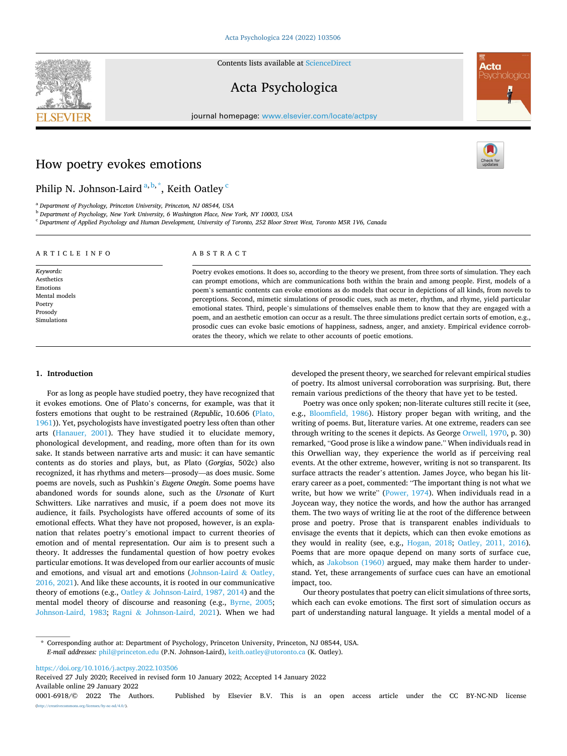# How poetry evokes emotions

Philip N. Johnson-Laird [a,b,*], Keith Oatley [c]

[a] Department of Psychology, Princeton University, Princeton, NJ 08544, USA
[b] Department of Psychology, New York University, 6 Washington Place, New York, NY 10003, USA
[c] Department of Applied Psychology and Human Development, University of Toronto, 252 Bloor Street West, Toronto M5R 1V6, Canada

## ARTICLE INFO

*Keywords:*
Aesthetics
Emotions
Mental models
Poetry
Prosody
Simulations

## ABSTRACT

Poetry evokes emotions. It does so, according to the theory we present, from three sorts of simulation. They each can prompt emotions, which are communications both within the brain and among people. First, models of a poem's semantic contents can evoke emotions as do models that occur in depictions of all kinds, from novels to perceptions. Second, mimetic simulations of prosodic cues, such as meter, rhythm, and rhyme, yield particular emotional states. Third, people's simulations of themselves enable them to know that they are engaged with a poem, and an aesthetic emotion can occur as a result. The three simulations predict certain sorts of emotion, e.g., prosodic cues can evoke basic emotions of happiness, sadness, anger, and anxiety. Empirical evidence corroborates the theory, which we relate to other accounts of poetic emotions.

## 1. Introduction

For as long as people have studied poetry, they have recognized that it evokes emotions. One of Plato's concerns, for example, was that it fosters emotions that ought to be restrained (*Republic*, 10.606 (Plato, 1961)). Yet, psychologists have investigated poetry less often than other arts (Hanauer, 2001). They have studied it to elucidate memory, phonological development, and reading, more often than for its own sake. It stands between narrative arts and music: it can have semantic contents as do stories and plays, but, as Plato (*Gorgias*, 502c) also recognized, it has rhythms and meters—prosody—as does music. Some poems are novels, such as Pushkin's *Eugene Onegin*. Some poems have abandoned words for sounds alone, such as the *Ursonate* of Kurt Schwitters. Like narratives and music, if a poem does not move its audience, it fails. Psychologists have offered accounts of some of its emotional effects. What they have not proposed, however, is an explanation that relates poetry's emotional impact to current theories of emotion and of mental representation. Our aim is to present such a theory. It addresses the fundamental question of how poetry evokes particular emotions. It was developed from our earlier accounts of music and emotions, and visual art and emotions (Johnson-Laird & Oatley, 2016, 2021). And like these accounts, it is rooted in our communicative theory of emotions (e.g., Oatley & Johnson-Laird, 1987, 2014) and the mental model theory of discourse and reasoning (e.g., Byrne, 2005; Johnson-Laird, 1983; Ragni & Johnson-Laird, 2021). When we had developed the present theory, we searched for relevant empirical studies of poetry. Its almost universal corroboration was surprising. But, there remain various predictions of the theory that have yet to be tested.

Poetry was once only spoken; non-literate cultures still recite it (see, e.g., Bloomfield, 1986). History proper began with writing, and the writing of poems. But, literature varies. At one extreme, readers can see through writing to the scenes it depicts. As George Orwell, 1970, p. 30) remarked, "Good prose is like a window pane." When individuals read in this Orwellian way, they experience the world as if perceiving real events. At the other extreme, however, writing is not so transparent. Its surface attracts the reader's attention. James Joyce, who began his literary career as a poet, commented: "The important thing is not what we write, but how we write" (Power, 1974). When individuals read in a Joycean way, they notice the words, and how the author has arranged them. The two ways of writing lie at the root of the difference between prose and poetry. Prose that is transparent enables individuals to envisage the events that it depicts, which can then evoke emotions as they would in reality (see, e.g., Hogan, 2018; Oatley, 2011, 2016). Poems that are more opaque depend on many sorts of surface cue, which, as Jakobson (1960) argued, may make them harder to understand. Yet, these arrangements of surface cues can have an emotional impact, too.

Our theory postulates that poetry can elicit simulations of three sorts, which each can evoke emotions. The first sort of simulation occurs as part of understanding natural language. It yields a mental model of a

\* Corresponding author at: Department of Psychology, Princeton University, Princeton, NJ 08544, USA.
*E-mail addresses:* phil@princeton.edu (P.N. Johnson-Laird), keith.oatley@utoronto.ca (K. Oatley).

https://doi.org/10.1016/j.actpsy.2022.103506
Received 27 July 2020; Received in revised form 10 January 2022; Accepted 14 January 2022
Available online 29 January 2022
0001-6918/© 2022 The Authors. Published by Elsevier B.V. This is an open access article under the CC BY-NC-ND license (http://creativecommons.org/licenses/by-nc-nd/4.0/).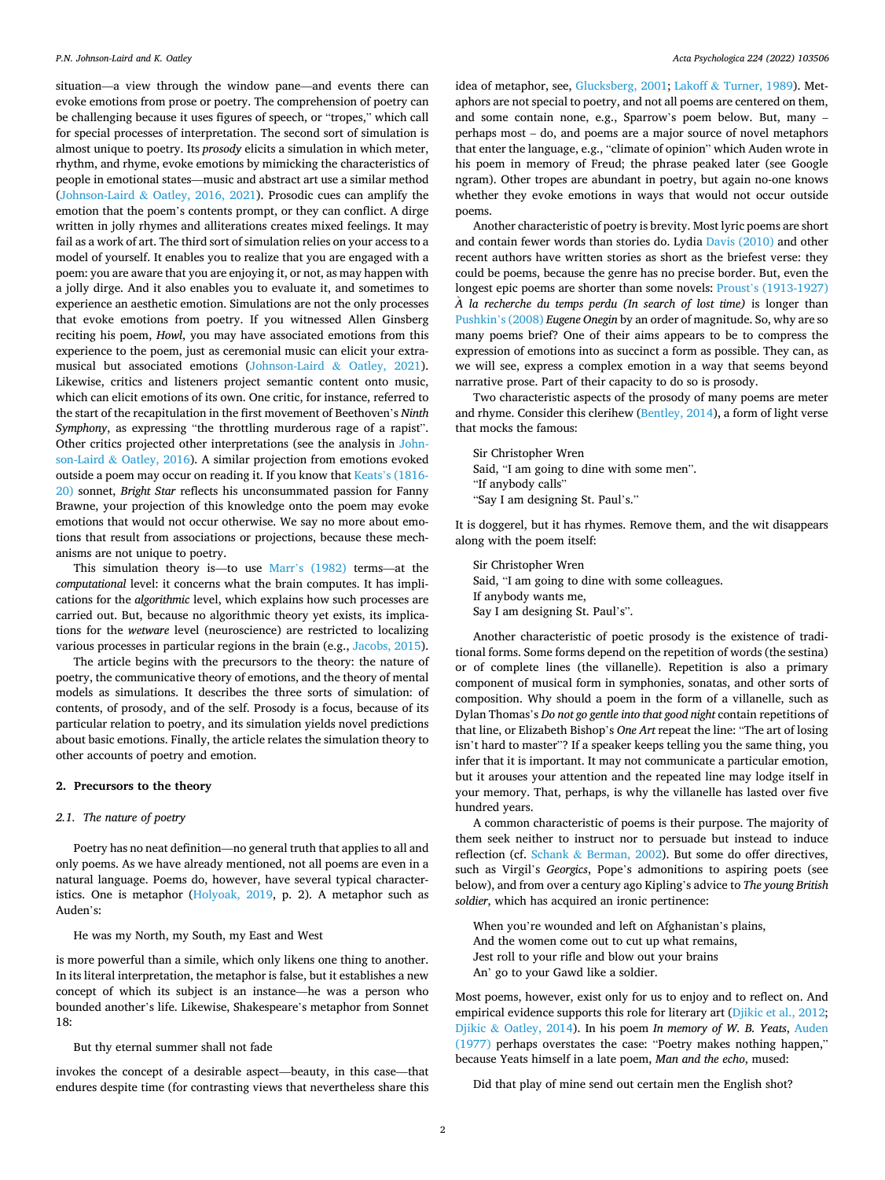situation—a view through the window pane—and events there can evoke emotions from prose or poetry. The comprehension of poetry can be challenging because it uses figures of speech, or "tropes," which call for special processes of interpretation. The second sort of simulation is almost unique to poetry. Its *prosody* elicits a simulation in which meter, rhythm, and rhyme, evoke emotions by mimicking the characteristics of people in emotional states—music and abstract art use a similar method (Johnson-Laird & Oatley, 2016, 2021). Prosodic cues can amplify the emotion that the poem's contents prompt, or they can conflict. A dirge written in jolly rhymes and alliterations creates mixed feelings. It may fail as a work of art. The third sort of simulation relies on your access to a model of yourself. It enables you to realize that you are engaged with a poem: you are aware that you are enjoying it, or not, as may happen with a jolly dirge. And it also enables you to evaluate it, and sometimes to experience an aesthetic emotion. Simulations are not the only processes that evoke emotions from poetry. If you witnessed Allen Ginsberg reciting his poem, *Howl*, you may have associated emotions from this experience to the poem, just as ceremonial music can elicit your extra-musical but associated emotions (Johnson-Laird & Oatley, 2021). Likewise, critics and listeners project semantic content onto music, which can elicit emotions of its own. One critic, for instance, referred to the start of the recapitulation in the first movement of Beethoven's *Ninth Symphony*, as expressing "the throttling murderous rage of a rapist". Other critics projected other interpretations (see the analysis in Johnson-Laird & Oatley, 2016). A similar projection from emotions evoked outside a poem may occur on reading it. If you know that Keats's (1816-20) sonnet, *Bright Star* reflects his unconsummated passion for Fanny Brawne, your projection of this knowledge onto the poem may evoke emotions that would not occur otherwise. We say no more about emotions that result from associations or projections, because these mechanisms are not unique to poetry.

This simulation theory is—to use Marr's (1982) terms—at the *computational* level: it concerns what the brain computes. It has implications for the *algorithmic* level, which explains how such processes are carried out. But, because no algorithmic theory yet exists, its implications for the *wetware* level (neuroscience) are restricted to localizing various processes in particular regions in the brain (e.g., Jacobs, 2015).

The article begins with the precursors to the theory: the nature of poetry, the communicative theory of emotions, and the theory of mental models as simulations. It describes the three sorts of simulation: of contents, of prosody, and of the self. Prosody is a focus, because of its particular relation to poetry, and its simulation yields novel predictions about basic emotions. Finally, the article relates the simulation theory to other accounts of poetry and emotion.

## 2. Precursors to the theory

### 2.1. The nature of poetry

Poetry has no neat definition—no general truth that applies to all and only poems. As we have already mentioned, not all poems are even in a natural language. Poems do, however, have several typical characteristics. One is metaphor (Holyoak, 2019, p. 2). A metaphor such as Auden's:

> He was my North, my South, my East and West

is more powerful than a simile, which only likens one thing to another. In its literal interpretation, the metaphor is false, but it establishes a new concept of which its subject is an instance—he was a person who bounded another's life. Likewise, Shakespeare's metaphor from Sonnet 18:

> But thy eternal summer shall not fade

invokes the concept of a desirable aspect—beauty, in this case—that endures despite time (for contrasting views that nevertheless share this idea of metaphor, see, Glucksberg, 2001; Lakoff & Turner, 1989). Metaphors are not special to poetry, and not all poems are centered on them, and some contain none, e.g., Sparrow's poem below. But, many – perhaps most – do, and poems are a major source of novel metaphors that enter the language, e.g., "climate of opinion" which Auden wrote in his poem in memory of Freud; the phrase peaked later (see Google ngram). Other tropes are abundant in poetry, but again no-one knows whether they evoke emotions in ways that would not occur outside poems.

Another characteristic of poetry is brevity. Most lyric poems are short and contain fewer words than stories do. Lydia Davis (2010) and other recent authors have written stories as short as the briefest verse: they could be poems, because the genre has no precise border. But, even the longest epic poems are shorter than some novels: Proust's (1913-1927) *À la recherche du temps perdu (In search of lost time)* is longer than Pushkin's (2008) *Eugene Onegin* by an order of magnitude. So, why are so many poems brief? One of their aims appears to be to compress the expression of emotions into as succinct a form as possible. They can, as we will see, express a complex emotion in a way that seems beyond narrative prose. Part of their capacity to do so is prosody.

Two characteristic aspects of the prosody of many poems are meter and rhyme. Consider this clerihew (Bentley, 2014), a form of light verse that mocks the famous:

> Sir Christopher Wren
> Said, "I am going to dine with some men".
> "If anybody calls"
> "Say I am designing St. Paul's."

It is doggerel, but it has rhymes. Remove them, and the wit disappears along with the poem itself:

> Sir Christopher Wren
> Said, "I am going to dine with some colleagues.
> If anybody wants me,
> Say I am designing St. Paul's".

Another characteristic of poetic prosody is the existence of traditional forms. Some forms depend on the repetition of words (the sestina) or of complete lines (the villanelle). Repetition is also a primary component of musical form in symphonies, sonatas, and other sorts of composition. Why should a poem in the form of a villanelle, such as Dylan Thomas's *Do not go gentle into that good night* contain repetitions of that line, or Elizabeth Bishop's *One Art* repeat the line: "The art of losing isn't hard to master"? If a speaker keeps telling you the same thing, you infer that it is important. It may not communicate a particular emotion, but it arouses your attention and the repeated line may lodge itself in your memory. That, perhaps, is why the villanelle has lasted over five hundred years.

A common characteristic of poems is their purpose. The majority of them seek neither to instruct nor to persuade but instead to induce reflection (cf. Schank & Berman, 2002). But some do offer directives, such as Virgil's *Georgics*, Pope's admonitions to aspiring poets (see below), and from over a century ago Kipling's advice to *The young British soldier*, which has acquired an ironic pertinence:

> When you're wounded and left on Afghanistan's plains,
> And the women come out to cut up what remains,
> Jest roll to your rifle and blow out your brains
> An' go to your Gawd like a soldier.

Most poems, however, exist only for us to enjoy and to reflect on. And empirical evidence supports this role for literary art (Djikic et al., 2012; Djikic & Oatley, 2014). In his poem *In memory of W. B. Yeats*, Auden (1977) perhaps overstates the case: "Poetry makes nothing happen," because Yeats himself in a late poem, *Man and the echo*, mused:

> Did that play of mine send out certain men the English shot?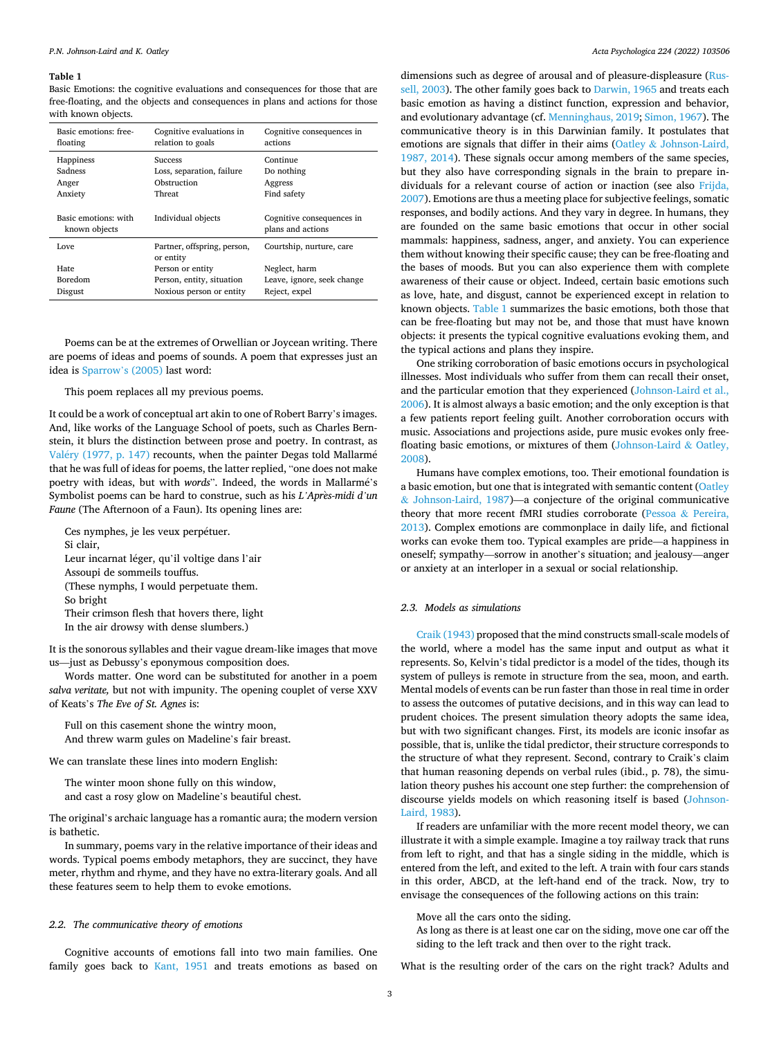**Table 1**
Basic Emotions: the cognitive evaluations and consequences for those that are free-floating, and the objects and consequences in plans and actions for those with known objects.

| Basic emotions: free-floating | Cognitive evaluations in relation to goals | Cognitive consequences in actions |
|---|---|---|
| Happiness | Success | Continue |
| Sadness | Loss, separation, failure | Do nothing |
| Anger | Obstruction | Aggress |
| Anxiety | Threat | Find safety |
| **Basic emotions: with known objects** | **Individual objects** | **Cognitive consequences in plans and actions** |
| Love | Partner, offspring, person, or entity | Courtship, nurture, care |
| Hate | Person or entity | Neglect, harm |
| Boredom | Person, entity, situation | Leave, ignore, seek change |
| Disgust | Noxious person or entity | Reject, expel |

Poems can be at the extremes of Orwellian or Joycean writing. There are poems of ideas and poems of sounds. A poem that expresses just an idea is Sparrow's (2005) last word:

> This poem replaces all my previous poems.

It could be a work of conceptual art akin to one of Robert Barry's images. And, like works of the Language School of poets, such as Charles Bernstein, it blurs the distinction between prose and poetry. In contrast, as Valéry (1977, p. 147) recounts, when the painter Degas told Mallarmé that he was full of ideas for poems, the latter replied, "one does not make poetry with ideas, but with *words*". Indeed, the words in Mallarmé's Symbolist poems can be hard to construe, such as his *L'Après-midi d'un Faune* (The Afternoon of a Faun). Its opening lines are:

> Ces nymphes, je les veux perpétuer.
> Si clair,
> Leur incarnat léger, qu'il voltige dans l'air
> Assoupi de sommeils touffus.
> (These nymphs, I would perpetuate them.
> So bright
> Their crimson flesh that hovers there, light
> In the air drowsy with dense slumbers.)

It is the sonorous syllables and their vague dream-like images that move us—just as Debussy's eponymous composition does.

Words matter. One word can be substituted for another in a poem *salva veritate,* but not with impunity. The opening couplet of verse XXV of Keats's *The Eve of St. Agnes* is:

> Full on this casement shone the wintry moon,
> And threw warm gules on Madeline's fair breast.

We can translate these lines into modern English:

> The winter moon shone fully on this window,
> and cast a rosy glow on Madeline's beautiful chest.

The original's archaic language has a romantic aura; the modern version is bathetic.

In summary, poems vary in the relative importance of their ideas and words. Typical poems embody metaphors, they are succinct, they have meter, rhythm and rhyme, and they have no extra-literary goals. And all these features seem to help them to evoke emotions.

### 2.2. The communicative theory of emotions

Cognitive accounts of emotions fall into two main families. One family goes back to Kant, 1951 and treats emotions as based on dimensions such as degree of arousal and of pleasure-displeasure (Russell, 2003). The other family goes back to Darwin, 1965 and treats each basic emotion as having a distinct function, expression and behavior, and evolutionary advantage (cf. Menninghaus, 2019; Simon, 1967). The communicative theory is in this Darwinian family. It postulates that emotions are signals that differ in their aims (Oatley & Johnson-Laird, 1987, 2014). These signals occur among members of the same species, but they also have corresponding signals in the brain to prepare individuals for a relevant course of action or inaction (see also Frijda, 2007). Emotions are thus a meeting place for subjective feelings, somatic responses, and bodily actions. And they vary in degree. In humans, they are founded on the same basic emotions that occur in other social mammals: happiness, sadness, anger, and anxiety. You can experience them without knowing their specific cause; they can be free-floating and the bases of moods. But you can also experience them with complete awareness of their cause or object. Indeed, certain basic emotions such as love, hate, and disgust, cannot be experienced except in relation to known objects. Table 1 summarizes the basic emotions, both those that can be free-floating but may not be, and those that must have known objects: it presents the typical cognitive evaluations evoking them, and the typical actions and plans they inspire.

One striking corroboration of basic emotions occurs in psychological illnesses. Most individuals who suffer from them can recall their onset, and the particular emotion that they experienced (Johnson-Laird et al., 2006). It is almost always a basic emotion; and the only exception is that a few patients report feeling guilt. Another corroboration occurs with music. Associations and projections aside, pure music evokes only free-floating basic emotions, or mixtures of them (Johnson-Laird & Oatley, 2008).

Humans have complex emotions, too. Their emotional foundation is a basic emotion, but one that is integrated with semantic content (Oatley & Johnson-Laird, 1987)—a conjecture of the original communicative theory that more recent fMRI studies corroborate (Pessoa & Pereira, 2013). Complex emotions are commonplace in daily life, and fictional works can evoke them too. Typical examples are pride—a happiness in oneself; sympathy—sorrow in another's situation; and jealousy—anger or anxiety at an interloper in a sexual or social relationship.

### 2.3. Models as simulations

Craik (1943) proposed that the mind constructs small-scale models of the world, where a model has the same input and output as what it represents. So, Kelvin's tidal predictor is a model of the tides, though its system of pulleys is remote in structure from the sea, moon, and earth. Mental models of events can be run faster than those in real time in order to assess the outcomes of putative decisions, and in this way can lead to prudent choices. The present simulation theory adopts the same idea, but with two significant changes. First, its models are iconic insofar as possible, that is, unlike the tidal predictor, their structure corresponds to the structure of what they represent. Second, contrary to Craik's claim that human reasoning depends on verbal rules (ibid., p. 78), the simulation theory pushes his account one step further: the comprehension of discourse yields models on which reasoning itself is based (Johnson-Laird, 1983).

If readers are unfamiliar with the more recent model theory, we can illustrate it with a simple example. Imagine a toy railway track that runs from left to right, and that has a single siding in the middle, which is entered from the left, and exited to the left. A train with four cars stands in this order, ABCD, at the left-hand end of the track. Now, try to envisage the consequences of the following actions on this train:

> Move all the cars onto the siding.
> As long as there is at least one car on the siding, move one car off the siding to the left track and then over to the right track.

What is the resulting order of the cars on the right track? Adults and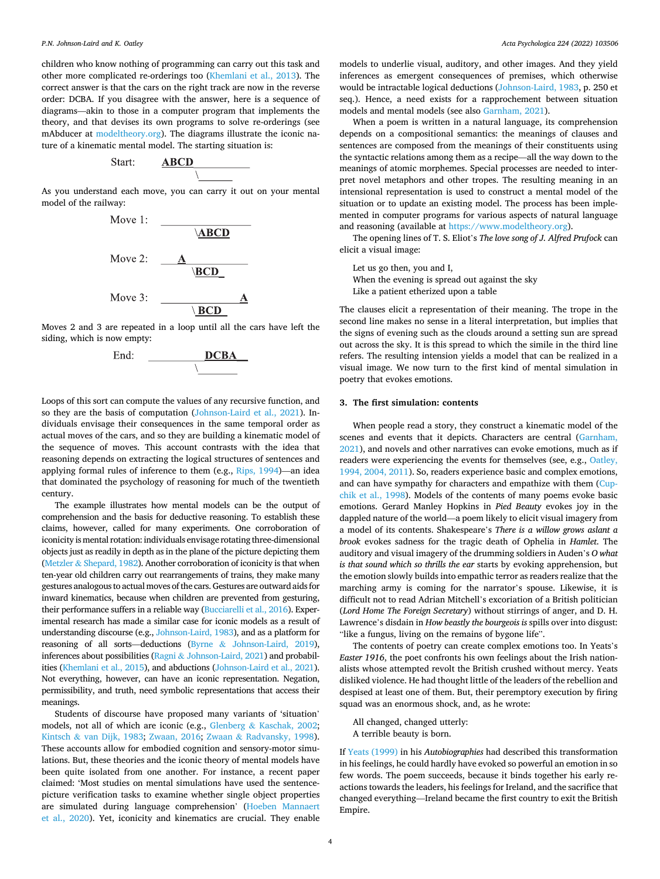children who know nothing of programming can carry out this task and other more complicated re-orderings too (Khemlani et al., 2013). The correct answer is that the cars on the right track are now in the reverse order: DCBA. If you disagree with the answer, here is a sequence of diagrams—akin to those in a computer program that implements the theory, and that devises its own programs to solve re-orderings (see mAbducer at modeltheory.org). The diagrams illustrate the iconic nature of a kinematic mental model. The starting situation is:

```
Start:   ABCD__________
              \______
```

As you understand each move, you can carry it out on your mental model of the railway:

```
Move 1:  ______________
              \ABCD

Move 2:  __A___________
              \BCD_

Move 3:  ____________A
              \BCD
```

Moves 2 and 3 are repeated in a loop until all the cars have left the siding, which is now empty:

```
End:     _________DCBA__
              \______
```

Loops of this sort can compute the values of any recursive function, and so they are the basis of computation (Johnson-Laird et al., 2021). Individuals envisage their consequences in the same temporal order as actual moves of the cars, and so they are building a kinematic model of the sequence of moves. This account contrasts with the idea that reasoning depends on extracting the logical structures of sentences and applying formal rules of inference to them (e.g., Rips, 1994)—an idea that dominated the psychology of reasoning for much of the twentieth century.

The example illustrates how mental models can be the output of comprehension and the basis for deductive reasoning. To establish these claims, however, called for many experiments. One corroboration of iconicity is mental rotation: individuals envisage rotating three-dimensional objects just as readily in depth as in the plane of the picture depicting them (Metzler & Shepard, 1982). Another corroboration of iconicity is that when ten-year old children carry out rearrangements of trains, they make many gestures analogous to actual moves of the cars. Gestures are outward aids for inward kinematics, because when children are prevented from gesturing, their performance suffers in a reliable way (Bucciarelli et al., 2016). Experimental research has made a similar case for iconic models as a result of understanding discourse (e.g., Johnson-Laird, 1983), and as a platform for reasoning of all sorts—deductions (Byrne & Johnson-Laird, 2019), inferences about possibilities (Ragni & Johnson-Laird, 2021) and probabilities (Khemlani et al., 2015), and abductions (Johnson-Laird et al., 2021). Not everything, however, can have an iconic representation. Negation, permissibility, and truth, need symbolic representations that access their meanings.

Students of discourse have proposed many variants of 'situation' models, not all of which are iconic (e.g., Glenberg & Kaschak, 2002; Kintsch & van Dijk, 1983; Zwaan, 2016; Zwaan & Radvansky, 1998). These accounts allow for embodied cognition and sensory-motor simulations. But, these theories and the iconic theory of mental models have been quite isolated from one another. For instance, a recent paper claimed: 'Most studies on mental simulations have used the sentence-picture verification tasks to examine whether single object properties are simulated during language comprehension' (Hoeben Mannaert et al., 2020). Yet, iconicity and kinematics are crucial. They enable models to underlie visual, auditory, and other images. And they yield inferences as emergent consequences of premises, which otherwise would be intractable logical deductions (Johnson-Laird, 1983, p. 250 et seq.). Hence, a need exists for a rapprochement between situation models and mental models (see also Garnham, 2021).

When a poem is written in a natural language, its comprehension depends on a compositional semantics: the meanings of clauses and sentences are composed from the meanings of their constituents using the syntactic relations among them as a recipe—all the way down to the meanings of atomic morphemes. Special processes are needed to interpret novel metaphors and other tropes. The resulting meaning in an intensional representation is used to construct a mental model of the situation or to update an existing model. The process has been implemented in computer programs for various aspects of natural language and reasoning (available at https://www.modeltheory.org).

The opening lines of T. S. Eliot's *The love song of J. Alfred Prufock* can elicit a visual image:

> Let us go then, you and I,
> When the evening is spread out against the sky
> Like a patient etherized upon a table

The clauses elicit a representation of their meaning. The trope in the second line makes no sense in a literal interpretation, but implies that the signs of evening such as the clouds around a setting sun are spread out across the sky. It is this spread to which the simile in the third line refers. The resulting intension yields a model that can be realized in a visual image. We now turn to the first kind of mental simulation in poetry that evokes emotions.

## 3. The first simulation: contents

When people read a story, they construct a kinematic model of the scenes and events that it depicts. Characters are central (Garnham, 2021), and novels and other narratives can evoke emotions, much as if readers were experiencing the events for themselves (see, e.g., Oatley, 1994, 2004, 2011). So, readers experience basic and complex emotions, and can have sympathy for characters and empathize with them (Cupchik et al., 1998). Models of the contents of many poems evoke basic emotions. Gerard Manley Hopkins in *Pied Beauty* evokes joy in the dappled nature of the world—a poem likely to elicit visual imagery from a model of its contents. Shakespeare's *There is a willow grows aslant a brook* evokes sadness for the tragic death of Ophelia in *Hamlet*. The auditory and visual imagery of the drumming soldiers in Auden's *O what is that sound which so thrills the ear* starts by evoking apprehension, but the emotion slowly builds into empathic terror as readers realize that the marching army is coming for the narrator's spouse. Likewise, it is difficult not to read Adrian Mitchell's excoriation of a British politician (*Lord Home The Foreign Secretary*) without stirrings of anger, and D. H. Lawrence's disdain in *How beastly the bourgeois is* spills over into disgust: "like a fungus, living on the remains of bygone life".

The contents of poetry can create complex emotions too. In Yeats's *Easter 1916*, the poet confronts his own feelings about the Irish nationalists whose attempted revolt the British crushed without mercy. Yeats disliked violence. He had thought little of the leaders of the rebellion and despised at least one of them. But, their peremptory execution by firing squad was an enormous shock, and, as he wrote:

> All changed, changed utterly:
> A terrible beauty is born.

If Yeats (1999) in his *Autobiographies* had described this transformation in his feelings, he could hardly have evoked so powerful an emotion in so few words. The poem succeeds, because it binds together his early reactions towards the leaders, his feelings for Ireland, and the sacrifice that changed everything—Ireland became the first country to exit the British Empire.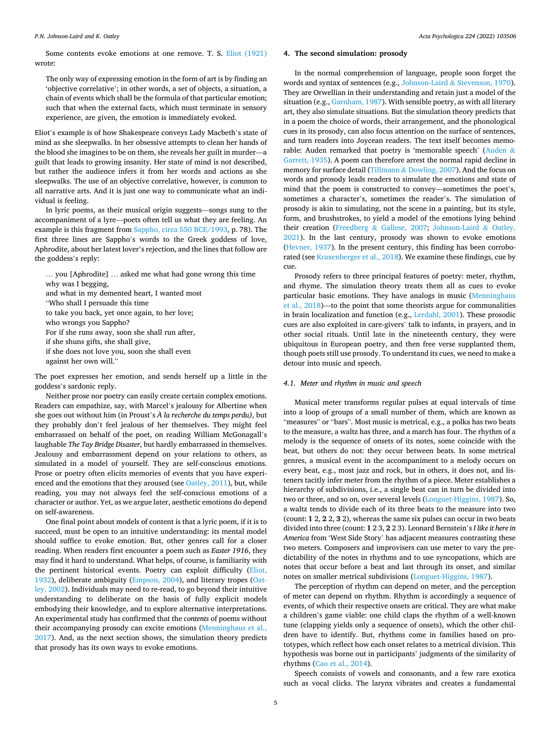Some contents evoke emotions at one remove. T. S. Eliot (1921) wrote:

> The only way of expressing emotion in the form of art is by finding an 'objective correlative'; in other words, a set of objects, a situation, a chain of events which shall be the formula of that particular emotion; such that when the external facts, which must terminate in sensory experience, are given, the emotion is immediately evoked.

Eliot's example is of how Shakespeare conveys Lady Macbeth's state of mind as she sleepwalks. In her obsessive attempts to clean her hands of the blood she imagines to be on them, she reveals her guilt in murder—a guilt that leads to growing insanity. Her state of mind is not described, but rather the audience infers it from her words and actions as she sleepwalks. The use of an objective correlative, however, is common to all narrative arts. And it is just one way to communicate what an individual is feeling.

In lyric poems, as their musical origin suggests—songs sung to the accompaniment of a lyre—poets often tell us what they are feeling. An example is this fragment from Sappho, circa 550 BCE/1993, p. 78). The first three lines are Sappho's words to the Greek goddess of love, Aphrodite, about her latest lover's rejection, and the lines that follow are the goddess's reply:

> … you [Aphrodite] … asked me what had gone wrong this time
> why was I begging,
> and what in my demented heart, I wanted most
> "Who shall I persuade this time
> to take you back, yet once again, to her love;
> who wrongs you Sappho?
> For if she runs away, soon she shall run after,
> if she shuns gifts, she shall give,
> if she does not love you, soon she shall even
> against her own will."

The poet expresses her emotion, and sends herself up a little in the goddess's sardonic reply.

Neither prose nor poetry can easily create certain complex emotions. Readers can empathize, say, with Marcel's jealousy for Albertine when she goes out without him (in Proust's *À la recherche du temps perdu*), but they probably don't feel jealous of her themselves. They might feel embarrassed on behalf of the poet, on reading William McGonagall's laughable *The Tay Bridge Disaster*, but hardly embarrassed in themselves. Jealousy and embarrassment depend on your relations to others, as simulated in a model of yourself. They are self-conscious emotions. Prose or poetry often elicits memories of events that you have experienced and the emotions that they aroused (see Oatley, 2011), but, while reading, you may not always feel the self-conscious emotions of a character or author. Yet, as we argue later, aesthetic emotions do depend on self-awareness.

One final point about models of content is that a lyric poem, if it is to succeed, must be open to an intuitive understanding: its mental model should suffice to evoke emotion. But, other genres call for a closer reading. When readers first encounter a poem such as *Easter 1916*, they may find it hard to understand. What helps, of course, is familiarity with the pertinent historical events. Poetry can exploit difficulty (Eliot, 1932), deliberate ambiguity (Empson, 2004), and literary tropes (Oatley, 2002). Individuals may need to re-read, to go beyond their intuitive understanding to deliberate on the basis of fully explicit models embodying their knowledge, and to explore alternative interpretations. An experimental study has confirmed that the *contents* of poems without their accompanying prosody can excite emotions (Menninghaus et al., 2017). And, as the next section shows, the simulation theory predicts that prosody has its own ways to evoke emotions.

## 4. The second simulation: prosody

In the normal comprehension of language, people soon forget the words and syntax of sentences (e.g., Johnson-Laird & Stevenson, 1970). They are Orwellian in their understanding and retain just a model of the situation (e.g., Garnham, 1987). With sensible poetry, as with all literary art, they also simulate situations. But the simulation theory predicts that in a poem the choice of words, their arrangement, and the phonological cues in its prosody, can also focus attention on the surface of sentences, and turn readers into Joycean readers. The text itself becomes memorable: Auden remarked that poetry is 'memorable speech' (Auden & Garrett, 1935). A poem can therefore arrest the normal rapid decline in memory for surface detail (Tillmann & Dowling, 2007). And the focus on words and prosody leads readers to simulate the emotions and state of mind that the poem is constructed to convey—sometimes the poet's, sometimes a character's, sometimes the reader's. The simulation of prosody is akin to simulating, not the scene in a painting, but its style, form, and brushstrokes, to yield a model of the emotions lying behind their creation (Freedberg & Gallese, 2007; Johnson-Laird & Oatley, 2021). In the last century, prosody was shown to evoke emotions (Hevner, 1937). In the present century, this finding has been corroborated (see Kraxenberger et al., 2018). We examine these findings, cue by cue.

Prosody refers to three principal features of poetry: meter, rhythm, and rhyme. The simulation theory treats them all as cues to evoke particular basic emotions. They have analogs in music (Menninghaus et al., 2018)—to the point that some theorists argue for communalities in brain localization and function (e.g., Lerdahl, 2001). These prosodic cues are also exploited in care-givers' talk to infants, in prayers, and in other social rituals. Until late in the nineteenth century, they were ubiquitous in European poetry, and then free verse supplanted them, though poets still use prosody. To understand its cues, we need to make a detour into music and speech.

### 4.1. Meter and rhythm in music and speech

Musical meter transforms regular pulses at equal intervals of time into a loop of groups of a small number of them, which are known as "measures" or "bars". Most music is metrical, e.g., a polka has two beats to the measure, a waltz has three, and a march has four. The rhythm of a melody is the sequence of onsets of its notes, some coincide with the beat, but others do not: they occur between beats. In some metrical genres, a musical event in the accompaniment to a melody occurs on every beat, e.g., most jazz and rock, but in others, it does not, and listeners tacitly infer meter from the rhythm of a piece. Meter establishes a hierarchy of subdivisions, i.e., a single beat can in turn be divided into two or three, and so on, over several levels (Longuet-Higgins, 1987). So, a waltz tends to divide each of its three beats to the measure into two (count: **1** 2, **2** 2, **3** 2), whereas the same six pulses can occur in two beats divided into three (count: **1** 2 3, **2** 2 3). Leonard Bernstein's *I like it here in America* from 'West Side Story' has adjacent measures contrasting these two meters. Composers and improvisers can use meter to vary the predictability of the notes in rhythms and to use syncopations, which are notes that occur before a beat and last through its onset, and similar notes on smaller metrical subdivisions (Longuet-Higgins, 1987).

The perception of rhythm can depend on meter, and the perception of meter can depend on rhythm. Rhythm is accordingly a sequence of events, of which their respective onsets are critical. They are what make a children's game viable: one child claps the rhythm of a well-known tune (clapping yields only a sequence of onsets), which the other children have to identify. But, rhythms come in families based on prototypes, which reflect how each onset relates to a metrical division. This hypothesis was borne out in participants' judgments of the similarity of rhythms (Cao et al., 2014).

Speech consists of vowels and consonants, and a few rare exotica such as vocal clicks. The larynx vibrates and creates a fundamental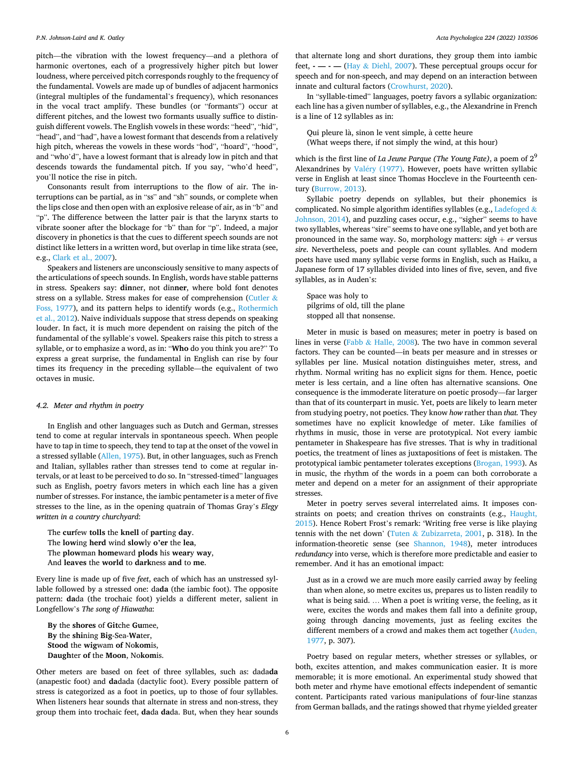pitch—the vibration with the lowest frequency—and a plethora of harmonic overtones, each of a progressively higher pitch but lower loudness, where perceived pitch corresponds roughly to the frequency of the fundamental. Vowels are made up of bundles of adjacent harmonics (integral multiples of the fundamental's frequency), which resonances in the vocal tract amplify. These bundles (or "formants") occur at different pitches, and the lowest two formants usually suffice to distinguish different vowels. The English vowels in these words: "heed", "hid", "head", and "had", have a lowest formant that descends from a relatively high pitch, whereas the vowels in these words "hod", "hoard", "hood", and "who'd", have a lowest formant that is already low in pitch and that descends towards the fundamental pitch. If you say, "who'd heed", you'll notice the rise in pitch.

Consonants result from interruptions to the flow of air. The interruptions can be partial, as in "ss" and "sh" sounds, or complete when the lips close and then open with an explosive release of air, as in "b" and "p". The difference between the latter pair is that the larynx starts to vibrate sooner after the blockage for "b" than for "p". Indeed, a major discovery in phonetics is that the cues to different speech sounds are not distinct like letters in a written word, but overlap in time like strata (see, e.g., Clark et al., 2007).

Speakers and listeners are unconsciously sensitive to many aspects of the articulations of speech sounds. In English, words have stable patterns in stress. Speakers say: **din**ner, not din**ner**, where bold font denotes stress on a syllable. Stress makes for ease of comprehension (Cutler & Foss, 1977), and its pattern helps to identify words (e.g., Rothermich et al., 2012). Naive individuals suppose that stress depends on speaking louder. In fact, it is much more dependent on raising the pitch of the fundamental of the syllable's vowel. Speakers raise this pitch to stress a syllable, or to emphasize a word, as in: "**Who** do you think you are?" To express a great surprise, the fundamental in English can rise by four times its frequency in the preceding syllable—the equivalent of two octaves in music.

### 4.2. Meter and rhythm in poetry

In English and other languages such as Dutch and German, stresses tend to come at regular intervals in spontaneous speech. When people have to tap in time to speech, they tend to tap at the onset of the vowel in a stressed syllable (Allen, 1975). But, in other languages, such as French and Italian, syllables rather than stresses tend to come at regular intervals, or at least to be perceived to do so. In "stressed-timed" languages such as English, poetry favors meters in which each line has a given number of stresses. For instance, the iambic pentameter is a meter of five stresses to the line, as in the opening quatrain of Thomas Gray's *Elegy written in a country churchyard*:

> The **cur**few **tolls** the **knell** of **part**ing **day**.
> The **low**ing **herd** wind **slow**ly **o'er** the **lea**,
> The **plow**man **home**ward **plods** his **wear**y **way**,
> And **leaves** the **world** to **dark**ness **and** to **me**.

Every line is made up of five *feet*, each of which has an unstressed syllable followed by a stressed one: da**da** (the iambic foot). The opposite pattern: **da**da (the trochaic foot) yields a different meter, salient in Longfellow's *The song of Hiawatha*:

> **By** the **shores** of **Git**che **Gu**mee,
> **By** the **shi**ning **Big**-Sea-**Wa**ter,
> **Stood** the **wig**wam **of** No**kom**is,
> **Daugh**ter **of** the **Moon**, No**kom**is.

Other meters are based on feet of three syllables, such as: dada**da** (anapestic foot) and **da**dada (dactylic foot). Every possible pattern of stress is categorized as a foot in poetics, up to those of four syllables. When listeners hear sounds that alternate in stress and non-stress, they group them into trochaic feet, **da**da **da**da. But, when they hear sounds that alternate long and short durations, they group them into iambic feet, **- — - —** (Hay & Diehl, 2007). These perceptual groups occur for speech and for non-speech, and may depend on an interaction between innate and cultural factors (Crowhurst, 2020).

In "syllable-timed" languages, poetry favors a syllabic organization: each line has a given number of syllables, e.g., the Alexandrine in French is a line of 12 syllables as in:

> Qui pleure là, sinon le vent simple, à cette heure
> (What weeps there, if not simply the wind, at this hour)

which is the first line of *La Jeune Parque (The Young Fate)*, a poem of $2^9$ Alexandrines by Valéry (1977). However, poets have written syllabic verse in English at least since Thomas Hoccleve in the Fourteenth century (Burrow, 2013).

Syllabic poetry depends on syllables, but their phonemics is complicated. No simple algorithm identifies syllables (e.g., Ladefoged & Johnson, 2014), and puzzling cases occur, e.g., "sigher" seems to have two syllables, whereas "sire" seems to have one syllable, and yet both are pronounced in the same way. So, morphology matters: *sigh* + *er* versus *sire*. Nevertheless, poets and people can count syllables. And modern poets have used many syllabic verse forms in English, such as Haiku, a Japanese form of 17 syllables divided into lines of five, seven, and five syllables, as in Auden's:

> Space was holy to
> pilgrims of old, till the plane
> stopped all that nonsense.

Meter in music is based on measures; meter in poetry is based on lines in verse (Fabb & Halle, 2008). The two have in common several factors. They can be counted—in beats per measure and in stresses or syllables per line. Musical notation distinguishes meter, stress, and rhythm. Normal writing has no explicit signs for them. Hence, poetic meter is less certain, and a line often has alternative scansions. One consequence is the immoderate literature on poetic prosody—far larger than that of its counterpart in music. Yet, poets are likely to learn meter from studying poetry, not poetics. They know *how* rather than *that*. They sometimes have no explicit knowledge of meter. Like families of rhythms in music, those in verse are prototypical. Not every iambic pentameter in Shakespeare has five stresses. That is why in traditional poetics, the treatment of lines as juxtapositions of feet is mistaken. The prototypical iambic pentameter tolerates exceptions (Brogan, 1993). As in music, the rhythm of the words in a poem can both corroborate a meter and depend on a meter for an assignment of their appropriate stresses.

Meter in poetry serves several interrelated aims. It imposes constraints on poets; and creation thrives on constraints (e.g., Haught, 2015). Hence Robert Frost's remark: 'Writing free verse is like playing tennis with the net down' (Tuten & Zubizarreta, 2001, p. 318). In the information-theoretic sense (see Shannon, 1948), meter introduces *redundancy* into verse, which is therefore more predictable and easier to remember. And it has an emotional impact:

> Just as in a crowd we are much more easily carried away by feeling than when alone, so metre excites us, prepares us to listen readily to what is being said. … When a poet is writing verse, the feeling, as it were, excites the words and makes them fall into a definite group, going through dancing movements, just as feeling excites the different members of a crowd and makes them act together (Auden, 1977, p. 307).

Poetry based on regular meters, whether stresses or syllables, or both, excites attention, and makes communication easier. It is more memorable; it is more emotional. An experimental study showed that both meter and rhyme have emotional effects independent of semantic content. Participants rated various manipulations of four-line stanzas from German ballads, and the ratings showed that rhyme yielded greater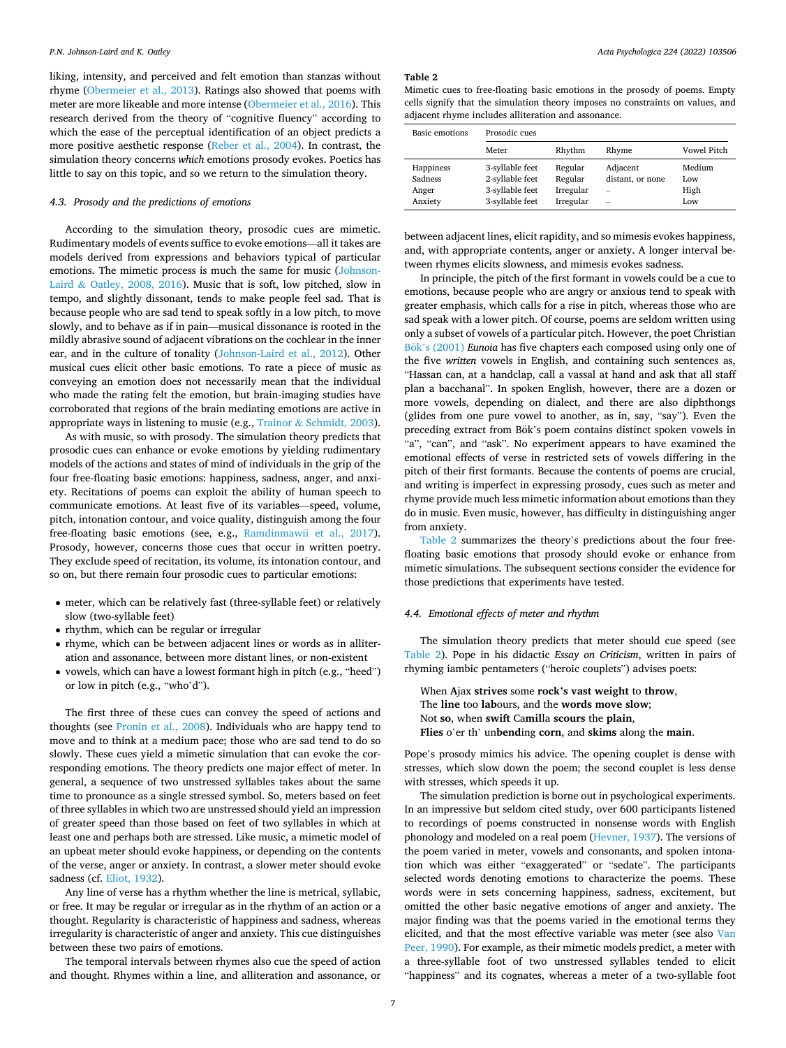liking, intensity, and perceived and felt emotion than stanzas without rhyme (Obermeier et al., 2013). Ratings also showed that poems with meter are more likeable and more intense (Obermeier et al., 2016). This research derived from the theory of "cognitive fluency" according to which the ease of the perceptual identification of an object predicts a more positive aesthetic response (Reber et al., 2004). In contrast, the simulation theory concerns *which* emotions prosody evokes. Poetics has little to say on this topic, and so we return to the simulation theory.

### 4.3. Prosody and the predictions of emotions

According to the simulation theory, prosodic cues are mimetic. Rudimentary models of events suffice to evoke emotions—all it takes are models derived from expressions and behaviors typical of particular emotions. The mimetic process is much the same for music (Johnson-Laird & Oatley, 2008, 2016). Music that is soft, low pitched, slow in tempo, and slightly dissonant, tends to make people feel sad. That is because people who are sad tend to speak softly in a low pitch, to move slowly, and to behave as if in pain—musical dissonance is rooted in the mildly abrasive sound of adjacent vibrations on the cochlear in the inner ear, and in the culture of tonality (Johnson-Laird et al., 2012). Other musical cues elicit other basic emotions. To rate a piece of music as conveying an emotion does not necessarily mean that the individual who made the rating felt the emotion, but brain-imaging studies have corroborated that regions of the brain mediating emotions are active in appropriate ways in listening to music (e.g., Trainor & Schmidt, 2003).

As with music, so with prosody. The simulation theory predicts that prosodic cues can enhance or evoke emotions by yielding rudimentary models of the actions and states of mind of individuals in the grip of the four free-floating basic emotions: happiness, sadness, anger, and anxiety. Recitations of poems can exploit the ability of human speech to communicate emotions. At least five of its variables—speed, volume, pitch, intonation contour, and voice quality, distinguish among the four free-floating basic emotions (see, e.g., Ramdinmawii et al., 2017). Prosody, however, concerns those cues that occur in written poetry. They exclude speed of recitation, its volume, its intonation contour, and so on, but there remain four prosodic cues to particular emotions:

- meter, which can be relatively fast (three-syllable feet) or relatively slow (two-syllable feet)
- rhythm, which can be regular or irregular
- rhyme, which can be between adjacent lines or words as in alliteration and assonance, between more distant lines, or non-existent
- vowels, which can have a lowest formant high in pitch (e.g., "heed") or low in pitch (e.g., "who'd").

The first three of these cues can convey the speed of actions and thoughts (see Pronin et al., 2008). Individuals who are happy tend to move and to think at a medium pace; those who are sad tend to do so slowly. These cues yield a mimetic simulation that can evoke the corresponding emotions. The theory predicts one major effect of meter. In general, a sequence of two unstressed syllables takes about the same time to pronounce as a single stressed symbol. So, meters based on feet of three syllables in which two are unstressed should yield an impression of greater speed than those based on feet of two syllables in which at least one and perhaps both are stressed. Like music, a mimetic model of an upbeat meter should evoke happiness, or depending on the contents of the verse, anger or anxiety. In contrast, a slower meter should evoke sadness (cf. Eliot, 1932).

Any line of verse has a rhythm whether the line is metrical, syllabic, or free. It may be regular or irregular as in the rhythm of an action or a thought. Regularity is characteristic of happiness and sadness, whereas irregularity is characteristic of anger and anxiety. This cue distinguishes between these two pairs of emotions.

The temporal intervals between rhymes also cue the speed of action and thought. Rhymes within a line, and alliteration and assonance, or between adjacent lines, elicit rapidity, and so mimesis evokes happiness, and, with appropriate contents, anger or anxiety. A longer interval between rhymes elicits slowness, and mimesis evokes sadness.

In principle, the pitch of the first formant in vowels could be a cue to emotions, because people who are angry or anxious tend to speak with greater emphasis, which calls for a rise in pitch, whereas those who are sad speak with a lower pitch. Of course, poems are seldom written using only a subset of vowels of a particular pitch. However, the poet Christian Bök's (2001) ***Eunoia*** has five chapters each composed using only one of the five *written* vowels in English, and containing such sentences as, "Hassan can, at a handclap, call a vassal at hand and ask that all staff plan a bacchanal". In spoken English, however, there are a dozen or more vowels, depending on dialect, and there are also diphthongs (glides from one pure vowel to another, as in, say, "say"). Even the preceding extract from Bök's poem contains distinct spoken vowels in "a", "can", and "ask". No experiment appears to have examined the emotional effects of verse in restricted sets of vowels differing in the pitch of their first formants. Because the contents of poems are crucial, and writing is imperfect in expressing prosody, cues such as meter and rhyme provide much less mimetic information about emotions than they do in music. Even music, however, has difficulty in distinguishing anger from anxiety.

Table 2 summarizes the theory's predictions about the four free-floating basic emotions that prosody should evoke or enhance from mimetic simulations. The subsequent sections consider the evidence for those predictions that experiments have tested.

**Table 2**
Mimetic cues to free-floating basic emotions in the prosody of poems. Empty cells signify that the simulation theory imposes no constraints on values, and adjacent rhyme includes alliteration and assonance.

| Basic emotions | Prosodic cues | | | |
|---|---|---|---|---|
| | Meter | Rhythm | Rhyme | Vowel Pitch |
| Happiness | 3-syllable feet | Regular | Adjacent | Medium |
| Sadness | 2-syllable feet | Regular | distant, or none | Low |
| Anger | 3-syllable feet | Irregular | – | High |
| Anxiety | 3-syllable feet | Irregular | – | Low |

### 4.4. Emotional effects of meter and rhythm

The simulation theory predicts that meter should cue speed (see Table 2). Pope in his didactic *Essay on Criticism*, written in pairs of rhyming iambic pentameters ("heroic couplets") advises poets:

> When Ajax **strives** some **rock's vast weight** to **throw**,
> The **line** too **lab**ours, and the **words move slow**;
> Not **so**, when **swift** Ca**mil**la **scours** the **plain**,
> **Flies** o'er th' un**bend**ing **corn**, and **skims** along the **main**.

Pope's prosody mimics his advice. The opening couplet is dense with stresses, which slow down the poem; the second couplet is less dense with stresses, which speeds it up.

The simulation prediction is borne out in psychological experiments. In an impressive but seldom cited study, over 600 participants listened to recordings of poems constructed in nonsense words with English phonology and modeled on a real poem (Hevner, 1937). The versions of the poem varied in meter, vowels and consonants, and spoken intonation which was either "exaggerated" or "sedate". The participants selected words denoting emotions to characterize the poems. These words were in sets concerning happiness, sadness, excitement, but omitted the other basic negative emotions of anger and anxiety. The major finding was that the poems varied in the emotional terms they elicited, and that the most effective variable was meter (see also Van Peer, 1990). For example, as their mimetic models predict, a meter with a three-syllable foot of two unstressed syllables tended to elicit "happiness" and its cognates, whereas a meter of a two-syllable foot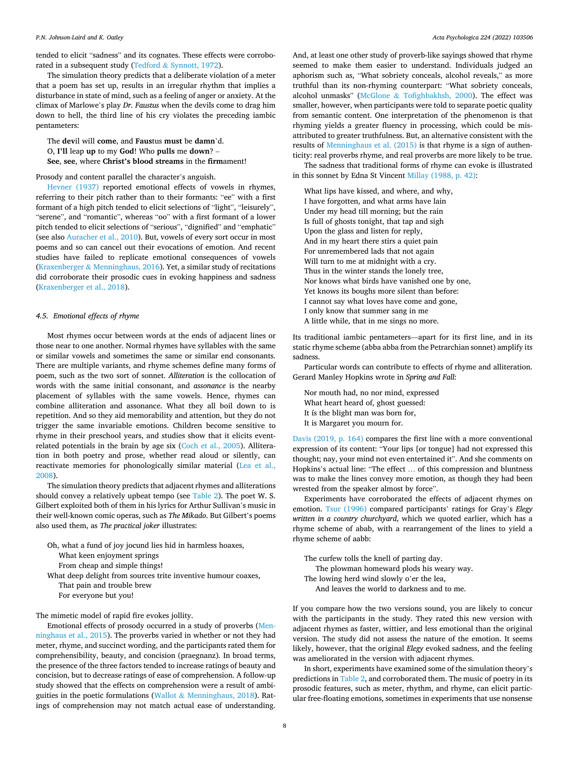tended to elicit "sadness" and its cognates. These effects were corroborated in a subsequent study (Tedford & Synnott, 1972).

The simulation theory predicts that a deliberate violation of a meter that a poem has set up, results in an irregular rhythm that implies a disturbance in state of mind, such as a feeling of anger or anxiety. At the climax of Marlowe's play *Dr. Faustus* when the devils come to drag him down to hell, the third line of his cry violates the preceding iambic pentameters:

> The **dev**il will **come**, and **Faus**tus **must** be **damn**'d.
> O, **I'll** leap **up** to my **God**! Who **pulls** me **down**? –
> **See**, **see**, where **Christ's blood streams** in the **firm**ament!

Prosody and content parallel the character's anguish.

Hevner (1937) reported emotional effects of vowels in rhymes, referring to their pitch rather than to their formants: "ee" with a first formant of a high pitch tended to elicit selections of "light", "leisurely", "serene", and "romantic", whereas "oo" with a first formant of a lower pitch tended to elicit selections of "serious", "dignified" and "emphatic" (see also Auracher et al., 2010). But, vowels of every sort occur in most poems and so can cancel out their evocations of emotion. And recent studies have failed to replicate emotional consequences of vowels (Kraxenberger & Menninghaus, 2016). Yet, a similar study of recitations did corroborate their prosodic cues in evoking happiness and sadness (Kraxenberger et al., 2018).

### 4.5. Emotional effects of rhyme

Most rhymes occur between words at the ends of adjacent lines or those near to one another. Normal rhymes have syllables with the same or similar vowels and sometimes the same or similar end consonants. There are multiple variants, and rhyme schemes define many forms of poem, such as the two sort of sonnet. *Alliteration* is the collocation of words with the same initial consonant, and *assonance* is the nearby placement of syllables with the same vowels. Hence, rhymes can combine alliteration and assonance. What they all boil down to is repetition. And so they aid memorability and attention, but they do not trigger the same invariable emotions. Children become sensitive to rhyme in their preschool years, and studies show that it elicits event-related potentials in the brain by age six (Coch et al., 2005). Alliteration in both poetry and prose, whether read aloud or silently, can reactivate memories for phonologically similar material (Lea et al., 2008).

The simulation theory predicts that adjacent rhymes and alliterations should convey a relatively upbeat tempo (see Table 2). The poet W. S. Gilbert exploited both of them in his lyrics for Arthur Sullivan's music in their well-known comic operas, such as *The Mikado*. But Gilbert's poems also used them, as *The practical joker* illustrates:

> Oh, what a fund of joy jocund lies hid in harmless hoaxes,
> &nbsp;&nbsp;&nbsp;&nbsp;What keen enjoyment springs
> &nbsp;&nbsp;&nbsp;&nbsp;From cheap and simple things!
> What deep delight from sources trite inventive humour coaxes,
> &nbsp;&nbsp;&nbsp;&nbsp;That pain and trouble brew
> &nbsp;&nbsp;&nbsp;&nbsp;For everyone but you!

The mimetic model of rapid fire evokes jollity.

Emotional effects of prosody occurred in a study of proverbs (Menninghaus et al., 2015). The proverbs varied in whether or not they had meter, rhyme, and succinct wording, and the participants rated them for comprehensibility, beauty, and concision (praegnanz). In broad terms, the presence of the three factors tended to increase ratings of beauty and concision, but to decrease ratings of ease of comprehension. A follow-up study showed that the effects on comprehension were a result of ambiguities in the poetic formulations (Wallot & Menninghaus, 2018). Ratings of comprehension may not match actual ease of understanding. And, at least one other study of proverb-like sayings showed that rhyme seemed to make them easier to understand. Individuals judged an aphorism such as, "What sobriety conceals, alcohol reveals," as more truthful than its non-rhyming counterpart: "What sobriety conceals, alcohol unmasks" (McGlone & Tofighbakhsh, 2000). The effect was smaller, however, when participants were told to separate poetic quality from semantic content. One interpretation of the phenomenon is that rhyming yields a greater fluency in processing, which could be misattributed to greater truthfulness. But, an alternative consistent with the results of Menninghaus et al. (2015) is that rhyme is a sign of authenticity: real proverbs rhyme, and real proverbs are more likely to be true.

The sadness that traditional forms of rhyme can evoke is illustrated in this sonnet by Edna St Vincent Millay (1988, p. 42):

> What lips have kissed, and where, and why,
> I have forgotten, and what arms have lain
> Under my head till morning; but the rain
> Is full of ghosts tonight, that tap and sigh
> Upon the glass and listen for reply,
> And in my heart there stirs a quiet pain
> For unremembered lads that not again
> Will turn to me at midnight with a cry.
> Thus in the winter stands the lonely tree,
> Nor knows what birds have vanished one by one,
> Yet knows its boughs more silent than before:
> I cannot say what loves have come and gone,
> I only know that summer sang in me
> A little while, that in me sings no more.

Its traditional iambic pentameters—apart for its first line, and in its static rhyme scheme (abba abba from the Petrarchian sonnet) amplify its sadness.

Particular words can contribute to effects of rhyme and alliteration. Gerard Manley Hopkins wrote in *Spring and Fall*:

> Nor mouth had, no nor mind, expressed
> What heart heard of, ghost guessed:
> It ís the blight man was born for,
> It is Margaret you mourn for.

Davis (2019, p. 164) compares the first line with a more conventional expression of its content: "Your lips [or tongue] had not expressed this thought; nay, your mind not even entertained it". And she comments on Hopkins's actual line: "The effect … of this compression and bluntness was to make the lines convey more emotion, as though they had been wrested from the speaker almost by force".

Experiments have corroborated the effects of adjacent rhymes on emotion. Tsur (1996) compared participants' ratings for Gray's *Elegy written in a country churchyard*, which we quoted earlier, which has a rhyme scheme of abab, with a rearrangement of the lines to yield a rhyme scheme of aabb:

> The curfew tolls the knell of parting day.
> &nbsp;&nbsp;&nbsp;&nbsp;The plowman homeward plods his weary way.
> The lowing herd wind slowly o'er the lea,
> &nbsp;&nbsp;&nbsp;&nbsp;And leaves the world to darkness and to me.

If you compare how the two versions sound, you are likely to concur with the participants in the study. They rated this new version with adjacent rhymes as faster, wittier, and less emotional than the original version. The study did not assess the nature of the emotion. It seems likely, however, that the original *Elegy* evoked sadness, and the feeling was ameliorated in the version with adjacent rhymes.

In short, experiments have examined some of the simulation theory's predictions in Table 2, and corroborated them. The music of poetry in its prosodic features, such as meter, rhythm, and rhyme, can elicit particular free-floating emotions, sometimes in experiments that use nonsense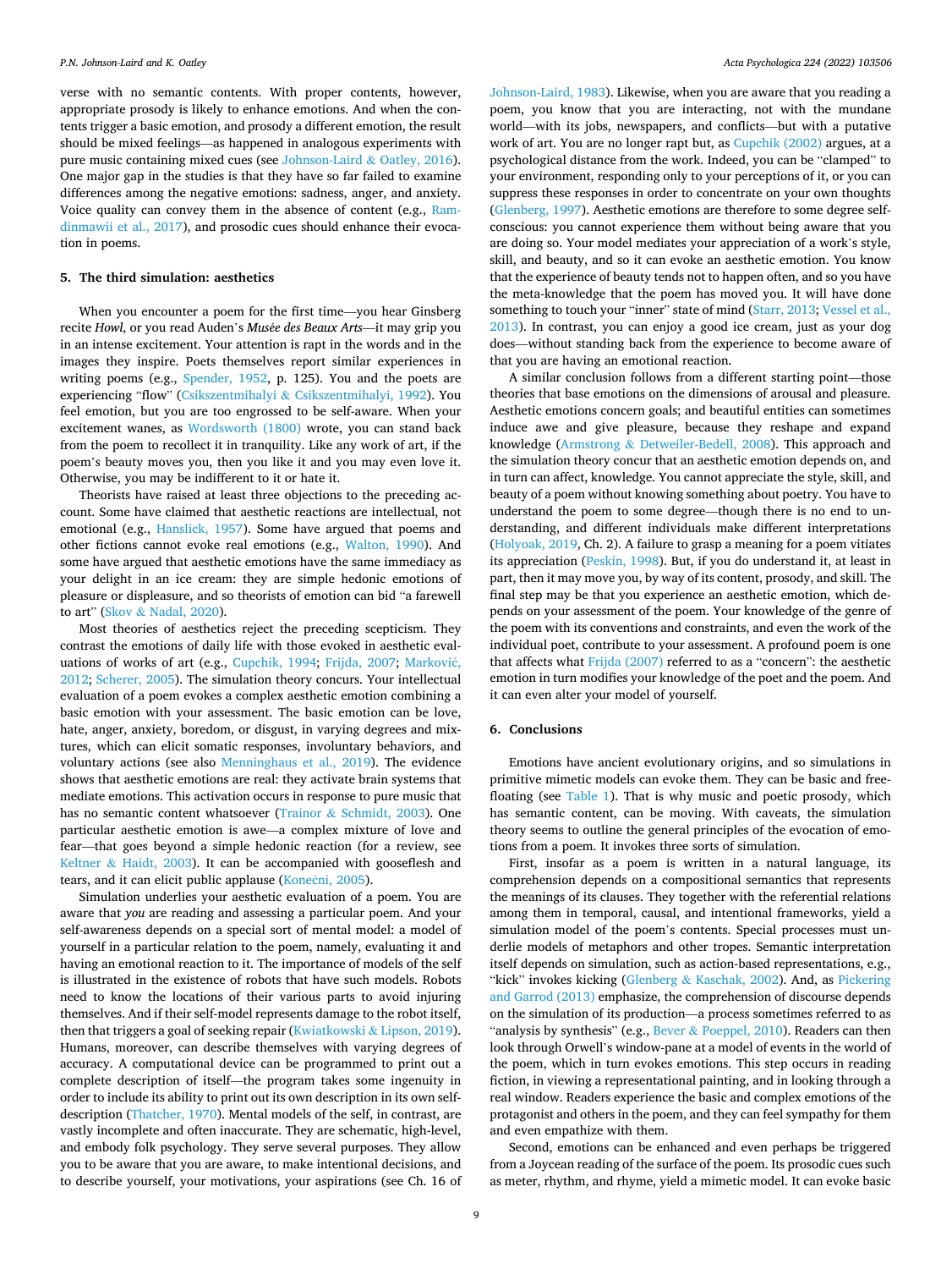verse with no semantic contents. With proper contents, however, appropriate prosody is likely to enhance emotions. And when the contents trigger a basic emotion, and prosody a different emotion, the result should be mixed feelings—as happened in analogous experiments with pure music containing mixed cues (see Johnson-Laird & Oatley, 2016). One major gap in the studies is that they have so far failed to examine differences among the negative emotions: sadness, anger, and anxiety. Voice quality can convey them in the absence of content (e.g., Ramdinmawii et al., 2017), and prosodic cues should enhance their evocation in poems.

## 5. The third simulation: aesthetics

When you encounter a poem for the first time—you hear Ginsberg recite *Howl*, or you read Auden's *Musée des Beaux Arts*—it may grip you in an intense excitement. Your attention is rapt in the words and in the images they inspire. Poets themselves report similar experiences in writing poems (e.g., Spender, 1952, p. 125). You and the poets are experiencing "flow" (Csikszentmihalyi & Csikszentmihalyi, 1992). You feel emotion, but you are too engrossed to be self-aware. When your excitement wanes, as Wordsworth (1800) wrote, you can stand back from the poem to recollect it in tranquility. Like any work of art, if the poem's beauty moves you, then you like it and you may even love it. Otherwise, you may be indifferent to it or hate it.

Theorists have raised at least three objections to the preceding account. Some have claimed that aesthetic reactions are intellectual, not emotional (e.g., Hanslick, 1957). Some have argued that poems and other fictions cannot evoke real emotions (e.g., Walton, 1990). And some have argued that aesthetic emotions have the same immediacy as your delight in an ice cream: they are simple hedonic emotions of pleasure or displeasure, and so theorists of emotion can bid "a farewell to art" (Skov & Nadal, 2020).

Most theories of aesthetics reject the preceding scepticism. They contrast the emotions of daily life with those evoked in aesthetic evaluations of works of art (e.g., Cupchik, 1994; Frijda, 2007; Marković, 2012; Scherer, 2005). The simulation theory concurs. Your intellectual evaluation of a poem evokes a complex aesthetic emotion combining a basic emotion with your assessment. The basic emotion can be love, hate, anger, anxiety, boredom, or disgust, in varying degrees and mixtures, which can elicit somatic responses, involuntary behaviors, and voluntary actions (see also Menninghaus et al., 2019). The evidence shows that aesthetic emotions are real: they activate brain systems that mediate emotions. This activation occurs in response to pure music that has no semantic content whatsoever (Trainor & Schmidt, 2003). One particular aesthetic emotion is awe—a complex mixture of love and fear—that goes beyond a simple hedonic reaction (for a review, see Keltner & Haidt, 2003). It can be accompanied with gooseflesh and tears, and it can elicit public applause (Konečni, 2005).

Simulation underlies your aesthetic evaluation of a poem. You are aware that *you* are reading and assessing a particular poem. And your self-awareness depends on a special sort of mental model: a model of yourself in a particular relation to the poem, namely, evaluating it and having an emotional reaction to it. The importance of models of the self is illustrated in the existence of robots that have such models. Robots need to know the locations of their various parts to avoid injuring themselves. And if their self-model represents damage to the robot itself, then that triggers a goal of seeking repair (Kwiatkowski & Lipson, 2019). Humans, moreover, can describe themselves with varying degrees of accuracy. A computational device can be programmed to print out a complete description of itself—the program takes some ingenuity in order to include its ability to print out its own description in its own self-description (Thatcher, 1970). Mental models of the self, in contrast, are vastly incomplete and often inaccurate. They are schematic, high-level, and embody folk psychology. They serve several purposes. They allow you to be aware that you are aware, to make intentional decisions, and to describe yourself, your motivations, your aspirations (see Ch. 16 of Johnson-Laird, 1983). Likewise, when you are aware that you reading a poem, you know that you are interacting, not with the mundane world—with its jobs, newspapers, and conflicts—but with a putative work of art. You are no longer rapt but, as Cupchik (2002) argues, at a psychological distance from the work. Indeed, you can be "clamped" to your environment, responding only to your perceptions of it, or you can suppress these responses in order to concentrate on your own thoughts (Glenberg, 1997). Aesthetic emotions are therefore to some degree self-conscious: you cannot experience them without being aware that you are doing so. Your model mediates your appreciation of a work's style, skill, and beauty, and so it can evoke an aesthetic emotion. You know that the experience of beauty tends not to happen often, and so you have the meta-knowledge that the poem has moved you. It will have done something to touch your "inner" state of mind (Starr, 2013; Vessel et al., 2013). In contrast, you can enjoy a good ice cream, just as your dog does—without standing back from the experience to become aware of that you are having an emotional reaction.

A similar conclusion follows from a different starting point—those theories that base emotions on the dimensions of arousal and pleasure. Aesthetic emotions concern goals; and beautiful entities can sometimes induce awe and give pleasure, because they reshape and expand knowledge (Armstrong & Detweiler-Bedell, 2008). This approach and the simulation theory concur that an aesthetic emotion depends on, and in turn can affect, knowledge. You cannot appreciate the style, skill, and beauty of a poem without knowing something about poetry. You have to understand the poem to some degree—though there is no end to understanding, and different individuals make different interpretations (Holyoak, 2019, Ch. 2). A failure to grasp a meaning for a poem vitiates its appreciation (Peskin, 1998). But, if you do understand it, at least in part, then it may move you, by way of its content, prosody, and skill. The final step may be that you experience an aesthetic emotion, which depends on your assessment of the poem. Your knowledge of the genre of the poem with its conventions and constraints, and even the work of the individual poet, contribute to your assessment. A profound poem is one that affects what Frijda (2007) referred to as a "concern": the aesthetic emotion in turn modifies your knowledge of the poet and the poem. And it can even alter your model of yourself.

## 6. Conclusions

Emotions have ancient evolutionary origins, and so simulations in primitive mimetic models can evoke them. They can be basic and free-floating (see Table 1). That is why music and poetic prosody, which has semantic content, can be moving. With caveats, the simulation theory seems to outline the general principles of the evocation of emotions from a poem. It invokes three sorts of simulation.

First, insofar as a poem is written in a natural language, its comprehension depends on a compositional semantics that represents the meanings of its clauses. They together with the referential relations among them in temporal, causal, and intentional frameworks, yield a simulation model of the poem's contents. Special processes must underlie models of metaphors and other tropes. Semantic interpretation itself depends on simulation, such as action-based representations, e.g., "kick" invokes kicking (Glenberg & Kaschak, 2002). And, as Pickering and Garrod (2013) emphasize, the comprehension of discourse depends on the simulation of its production—a process sometimes referred to as "analysis by synthesis" (e.g., Bever & Poeppel, 2010). Readers can then look through Orwell's window-pane at a model of events in the world of the poem, which in turn evokes emotions. This step occurs in reading fiction, in viewing a representational painting, and in looking through a real window. Readers experience the basic and complex emotions of the protagonist and others in the poem, and they can feel sympathy for them and even empathize with them.

Second, emotions can be enhanced and even perhaps be triggered from a Joycean reading of the surface of the poem. Its prosodic cues such as meter, rhythm, and rhyme, yield a mimetic model. It can evoke basic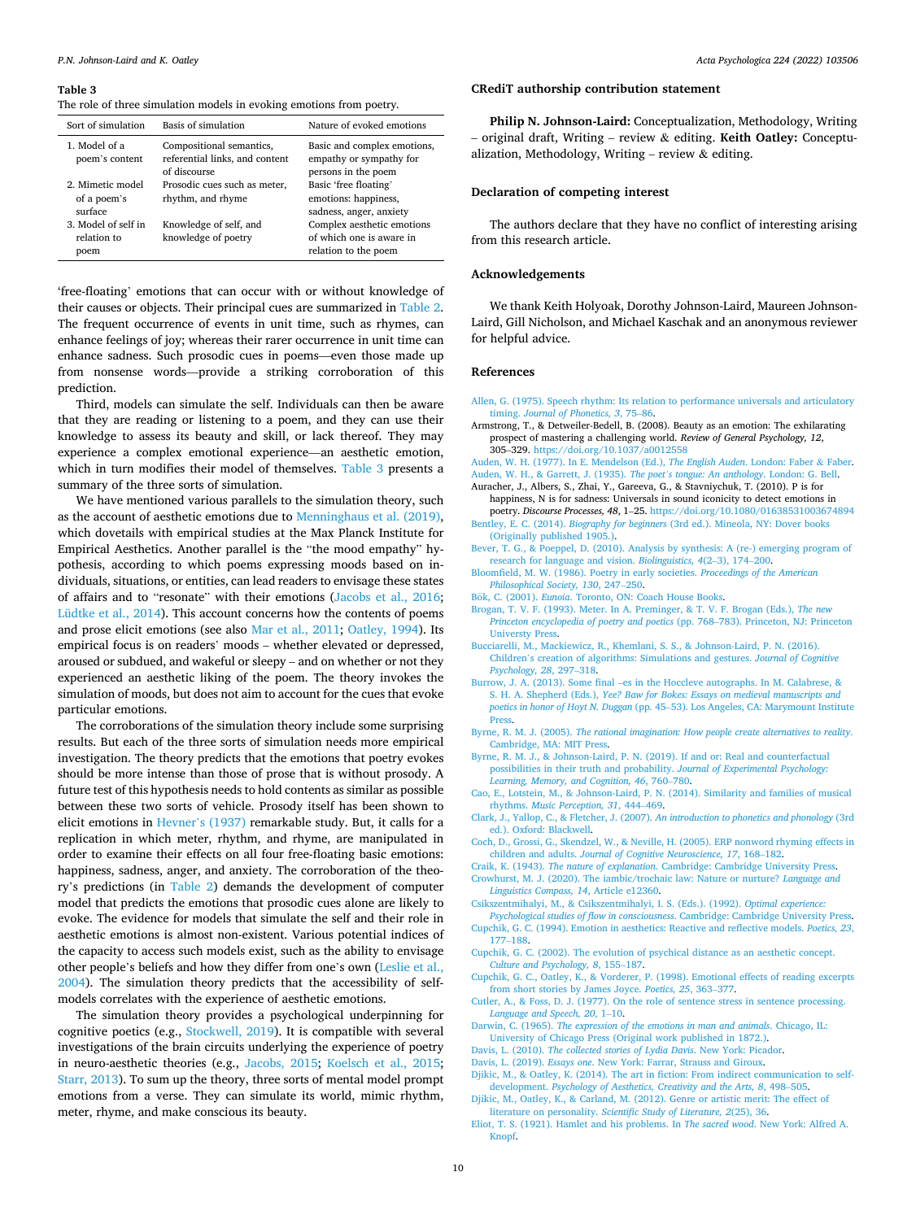**Table 3**
The role of three simulation models in evoking emotions from poetry.

| Sort of simulation | Basis of simulation | Nature of evoked emotions |
|---|---|---|
| 1. Model of a poem's content | Compositional semantics, referential links, and content of discourse | Basic and complex emotions, empathy or sympathy for persons in the poem |
| 2. Mimetic model of a poem's surface | Prosodic cues such as meter, rhythm, and rhyme | Basic 'free floating' emotions: happiness, sadness, anger, anxiety |
| 3. Model of self in relation to poem | Knowledge of self, and knowledge of poetry | Complex aesthetic emotions of which one is aware in relation to the poem |

'free-floating' emotions that can occur with or without knowledge of their causes or objects. Their principal cues are summarized in Table 2. The frequent occurrence of events in unit time, such as rhymes, can enhance feelings of joy; whereas their rarer occurrence in unit time can enhance sadness. Such prosodic cues in poems—even those made up from nonsense words—provide a striking corroboration of this prediction.

Third, models can simulate the self. Individuals can then be aware that they are reading or listening to a poem, and they can use their knowledge to assess its beauty and skill, or lack thereof. They may experience a complex emotional experience—an aesthetic emotion, which in turn modifies their model of themselves. Table 3 presents a summary of the three sorts of simulation.

We have mentioned various parallels to the simulation theory, such as the account of aesthetic emotions due to Menninghaus et al. (2019), which dovetails with empirical studies at the Max Planck Institute for Empirical Aesthetics. Another parallel is the "the mood empathy" hypothesis, according to which poems expressing moods based on individuals, situations, or entities, can lead readers to envisage these states of affairs and to "resonate" with their emotions (Jacobs et al., 2016; Lüdtke et al., 2014). This account concerns how the contents of poems and prose elicit emotions (see also Mar et al., 2011; Oatley, 1994). Its empirical focus is on readers' moods – whether elevated or depressed, aroused or subdued, and wakeful or sleepy – and on whether or not they experienced an aesthetic liking of the poem. The theory invokes the simulation of moods, but does not aim to account for the cues that evoke particular emotions.

The corroborations of the simulation theory include some surprising results. But each of the three sorts of simulation needs more empirical investigation. The theory predicts that the emotions that poetry evokes should be more intense than those of prose that is without prosody. A future test of this hypothesis needs to hold contents as similar as possible between these two sorts of vehicle. Prosody itself has been shown to elicit emotions in Hevner's (1937) remarkable study. But, it calls for a replication in which meter, rhythm, and rhyme, are manipulated in order to examine their effects on all four free-floating basic emotions: happiness, sadness, anger, and anxiety. The corroboration of the theory's predictions (in Table 2) demands the development of computer model that predicts the emotions that prosodic cues alone are likely to evoke. The evidence for models that simulate the self and their role in aesthetic emotions is almost non-existent. Various potential indices of the capacity to access such models exist, such as the ability to envisage other people's beliefs and how they differ from one's own (Leslie et al., 2004). The simulation theory predicts that the accessibility of self-models correlates with the experience of aesthetic emotions.

The simulation theory provides a psychological underpinning for cognitive poetics (e.g., Stockwell, 2019). It is compatible with several investigations of the brain circuits underlying the experience of poetry in neuro-aesthetic theories (e.g., Jacobs, 2015; Koelsch et al., 2015; Starr, 2013). To sum up the theory, three sorts of mental model prompt emotions from a verse. They can simulate its world, mimic rhythm, meter, rhyme, and make conscious its beauty.

## CRediT authorship contribution statement

**Philip N. Johnson-Laird:** Conceptualization, Methodology, Writing – original draft, Writing – review & editing. **Keith Oatley:** Conceptualization, Methodology, Writing – review & editing.

## Declaration of competing interest

The authors declare that they have no conflict of interesting arising from this research article.

## Acknowledgements

We thank Keith Holyoak, Dorothy Johnson-Laird, Maureen Johnson-Laird, Gill Nicholson, and Michael Kaschak and an anonymous reviewer for helpful advice.

## References

Allen, G. (1975). Speech rhythm: Its relation to performance universals and articulatory timing. *Journal of Phonetics, 3*, 75–86.

Armstrong, T., & Detweiler-Bedell, B. (2008). Beauty as an emotion: The exhilarating prospect of mastering a challenging world. *Review of General Psychology, 12*, 305–329. https://doi.org/10.1037/a0012558

Auden, W. H. (1977). In E. Mendelson (Ed.), *The English Auden*. London: Faber & Faber.

Auden, W. H., & Garrett, J. (1935). *The poet's tongue: An anthology*. London: G. Bell.

Auracher, J., Albers, S., Zhai, Y., Gareeva, G., & Stavniychuk, T. (2010). P is for happiness, N is for sadness: Universals in sound iconicity to detect emotions in poetry. *Discourse Processes, 48*, 1–25. https://doi.org/10.1080/01638531003674894

Bentley, E. C. (2014). *Biography for beginners* (3rd ed.). Mineola, NY: Dover books (Originally published 1905.).

Bever, T. G., & Poeppel, D. (2010). Analysis by synthesis: A (re-) emerging program of research for language and vision. *Biolinguistics, 4*(2–3), 174–200.

Bloomfield, M. W. (1986). Poetry in early societies. *Proceedings of the American Philosophical Society, 130*, 247–250.

Bök, C. (2001). *Eunoia*. Toronto, ON: Coach House Books.

Brogan, T. V. F. (1993). Meter. In A. Preminger, & T. V. F. Brogan (Eds.), *The new Princeton encyclopedia of poetry and poetics* (pp. 768–783). Princeton, NJ: Princeton Universty Press.

Bucciarelli, M., Mackiewicz, R., Khemlani, S. S., & Johnson-Laird, P. N. (2016). Children's creation of algorithms: Simulations and gestures. *Journal of Cognitive Psychology, 28*, 297–318.

Burrow, J. A. (2013). Some final –es in the Hoccleve autographs. In M. Calabrese, & S. H. A. Shepherd (Eds.), *Yee? Baw for Bokes: Essays on medieval manuscripts and poetics in honor of Hoyt N. Duggan* (pp. 45–53). Los Angeles, CA: Marymount Institute Press.

Byrne, R. M. J. (2005). *The rational imagination: How people create alternatives to reality*. Cambridge, MA: MIT Press.

Byrne, R. M. J., & Johnson-Laird, P. N. (2019). If and or: Real and counterfactual possibilities in their truth and probability. *Journal of Experimental Psychology: Learning, Memory, and Cognition, 46*, 760–780.

Cao, E., Lotstein, M., & Johnson-Laird, P. N. (2014). Similarity and families of musical rhythms. *Music Perception, 31*, 444–469.

Clark, J., Yallop, C., & Fletcher, J. (2007). *An introduction to phonetics and phonology* (3rd ed.). Oxford: Blackwell.

Coch, D., Grossi, G., Skendzel, W., & Neville, H. (2005). ERP nonword rhyming effects in children and adults. *Journal of Cognitive Neuroscience, 17*, 168–182.

Craik, K. (1943). *The nature of explanation*. Cambridge: Cambridge University Press.

Crowhurst, M. J. (2020). The iambic/trochaic law: Nature or nurture? *Language and Linguistics Compass, 14*, Article e12360.

Csikszentmihalyi, M., & Csikszentmihalyi, I. S. (Eds.). (1992). *Optimal experience: Psychological studies of flow in consciousness*. Cambridge: Cambridge University Press.

Cupchik, G. C. (1994). Emotion in aesthetics: Reactive and reflective models. *Poetics, 23*, 177–188.

Cupchik, G. C. (2002). The evolution of psychical distance as an aesthetic concept. *Culture and Psychology, 8*, 155–187.

Cupchik, G. C., Oatley, K., & Vorderer, P. (1998). Emotional effects of reading excerpts from short stories by James Joyce. *Poetics, 25*, 363–377.

Cutler, A., & Foss, D. J. (1977). On the role of sentence stress in sentence processing. *Language and Speech, 20*, 1–10.

Darwin, C. (1965). *The expression of the emotions in man and animals*. Chicago, IL: University of Chicago Press (Original work published in 1872.).

Davis, L. (2010). *The collected stories of Lydia Davis*. New York: Picador.

Davis, L. (2019). *Essays one*. New York: Farrar, Strauss and Giroux.

Djikic, M., & Oatley, K. (2014). The art in fiction: From indirect communication to self-development. *Psychology of Aesthetics, Creativity and the Arts, 8*, 498–505.

Djikic, M., Oatley, K., & Carland, M. (2012). Genre or artistic merit: The effect of literature on personality. *Scientific Study of Literature, 2*(25), 36.

Eliot, T. S. (1921). Hamlet and his problems. In *The sacred wood*. New York: Alfred A. Knopf.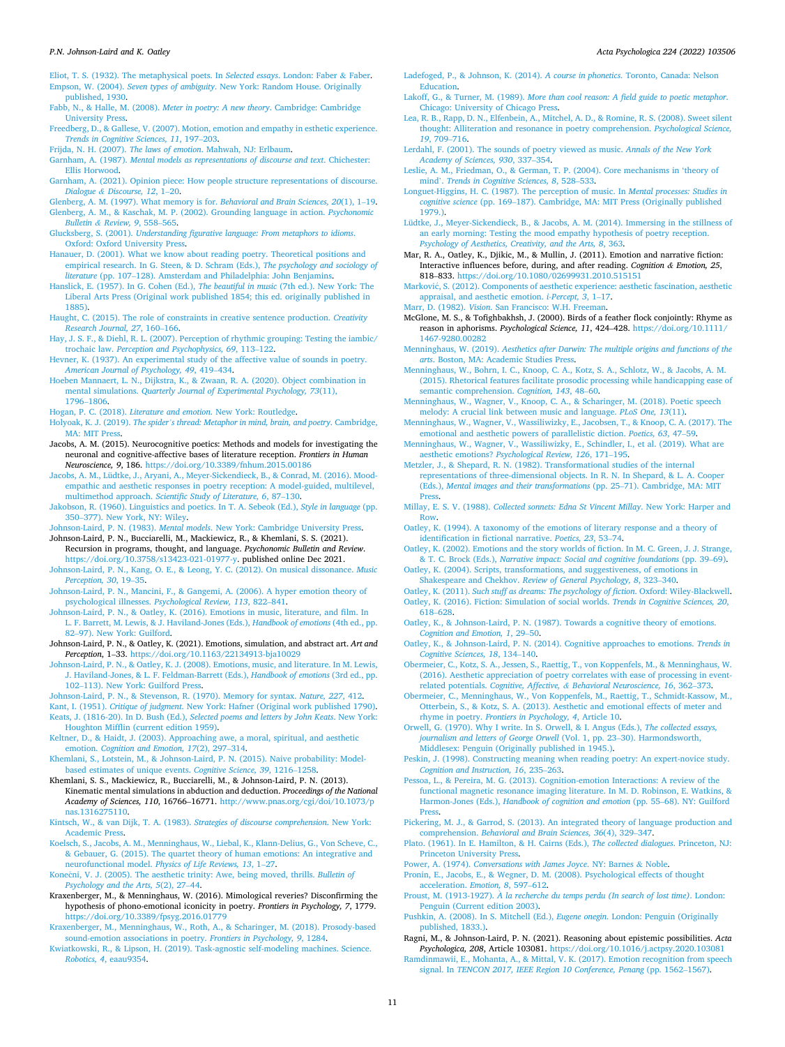Eliot, T. S. (1932). The metaphysical poets. In *Selected essays*. London: Faber & Faber.

Empson, W. (2004). *Seven types of ambiguity*. New York: Random House. Originally published, 1930.

Fabb, N., & Halle, M. (2008). *Meter in poetry: A new theory*. Cambridge: Cambridge University Press.

Freedberg, D., & Gallese, V. (2007). Motion, emotion and empathy in esthetic experience. *Trends in Cognitive Sciences, 11*, 197–203.

Frijda, N. H. (2007). *The laws of emotion*. Mahwah, NJ: Erlbaum.

Garnham, A. (1987). *Mental models as representations of discourse and text*. Chichester: Ellis Horwood.

Garnham, A. (2021). Opinion piece: How people structure representations of discourse. *Dialogue & Discourse, 12*, 1–20.

Glenberg, A. M. (1997). What memory is for. *Behavioral and Brain Sciences, 20*(1), 1–19.

Glenberg, A. M., & Kaschak, M. P. (2002). Grounding language in action. *Psychonomic Bulletin & Review, 9*, 558–565.

Glucksberg, S. (2001). *Understanding figurative language: From metaphors to idioms*. Oxford: Oxford University Press.

Hanauer, D. (2001). What we know about reading poetry. Theoretical positions and empirical research. In G. Steen, & D. Schram (Eds.), *The psychology and sociology of literature* (pp. 107–128). Amsterdam and Philadelphia: John Benjamins.

Hanslick, E. (1957). In G. Cohen (Ed.), *The beautiful in music* (7th ed.). New York: The Liberal Arts Press (Original work published 1854; this ed. originally published in 1885).

Haught, C. (2015). The role of constraints in creative sentence production. *Creativity Research Journal, 27*, 160–166.

Hay, J. S. F., & Diehl, R. L. (2007). Perception of rhythmic grouping: Testing the iambic/trochaic law. *Perception and Psychophysics, 69*, 113–122.

Hevner, K. (1937). An experimental study of the affective value of sounds in poetry. *American Journal of Psychology, 49*, 419–434.

Hoeben Mannaert, L. N., Dijkstra, K., & Zwaan, R. A. (2020). Object combination in mental simulations. *Quarterly Journal of Experimental Psychology, 73*(11), 1796–1806.

Hogan, P. C. (2018). *Literature and emotion*. New York: Routledge.

Holyoak, K. J. (2019). *The spider's thread: Metaphor in mind, brain, and poetry*. Cambridge, MA: MIT Press.

Jacobs, A. M. (2015). Neurocognitive poetics: Methods and models for investigating the neuronal and cognitive-affective bases of literature reception. *Frontiers in Human Neuroscience, 9*, 186. https://doi.org/10.3389/fnhum.2015.00186

Jacobs, A. M., Lüdtke, J., Aryani, A., Meyer-Sickendieck, B., & Conrad, M. (2016). Mood-empathic and aesthetic responses in poetry reception: A model-guided, multilevel, multimethod approach. *Scientific Study of Literature, 6*, 87–130.

Jakobson, R. (1960). Linguistics and poetics. In T. A. Sebeok (Ed.), *Style in language* (pp. 350–377). New York, NY: Wiley.

Johnson-Laird, P. N. (1983). *Mental models*. New York: Cambridge University Press.

Johnson-Laird, P. N., Bucciarelli, M., Mackiewicz, R., & Khemlani, S. S. (2021). Recursion in programs, thought, and language. *Psychonomic Bulletin and Review*. https://doi.org/10.3758/s13423-021-01977-y. published online Dec 2021.

Johnson-Laird, P. N., Kang, O. E., & Leong, Y. C. (2012). On musical dissonance. *Music Perception, 30*, 19–35.

Johnson-Laird, P. N., Mancini, F., & Gangemi, A. (2006). A hyper emotion theory of psychological illnesses. *Psychological Review, 113*, 822–841.

Johnson-Laird, P. N., & Oatley, K. (2016). Emotions in music, literature, and film. In L. F. Barrett, M. Lewis, & J. Haviland-Jones (Eds.), *Handbook of emotions* (4th ed., pp. 82–97). New York: Guilford.

Johnson-Laird, P. N., & Oatley, K. (2021). Emotions, simulation, and abstract art. *Art and Perception*, 1–33. https://doi.org/10.1163/22134913-bja10029

Johnson-Laird, P. N., & Oatley, K. J. (2008). Emotions, music, and literature. In M. Lewis, J. Haviland-Jones, & L. F. Feldman-Barrett (Eds.), *Handbook of emotions* (3rd ed., pp. 102–113). New York: Guilford Press.

Johnson-Laird, P. N., & Stevenson, R. (1970). Memory for syntax. *Nature, 227*, 412.

Kant, I. (1951). *Critique of judgment*. New York: Hafner (Original work published 1790).

Keats, J. (1816-20). In D. Bush (Ed.), *Selected poems and letters by John Keats*. New York: Houghton Mifflin (current edition 1959).

Keltner, D., & Haidt, J. (2003). Approaching awe, a moral, spiritual, and aesthetic emotion. *Cognition and Emotion, 17*(2), 297–314.

Khemlani, S., Lotstein, M., & Johnson-Laird, P. N. (2015). Naive probability: Model-based estimates of unique events. *Cognitive Science, 39*, 1216–1258.

Khemlani, S. S., Mackiewicz, R., Bucciarelli, M., & Johnson-Laird, P. N. (2013). Kinematic mental simulations in abduction and deduction. *Proceedings of the National Academy of Sciences, 110*, 16766–16771. http://www.pnas.org/cgi/doi/10.1073/pnas.1316275110.

Kintsch, W., & van Dijk, T. A. (1983). *Strategies of discourse comprehension*. New York: Academic Press.

Koelsch, S., Jacobs, A. M., Menninghaus, W., Liebal, K., Klann-Delius, G., Von Scheve, C., & Gebauer, G. (2015). The quartet theory of human emotions: An integrative and neurofunctional model. *Physics of Life Reviews, 13*, 1–27.

Konečni, V. J. (2005). The aesthetic trinity: Awe, being moved, thrills. *Bulletin of Psychology and the Arts, 5*(2), 27–44.

Kraxenberger, M., & Menninghaus, W. (2016). Mimological reveries? Disconfirming the hypothesis of phono-emotional iconicity in poetry. *Frontiers in Psychology, 7*, 1779. https://doi.org/10.3389/fpsyg.2016.01779

Kraxenberger, M., Menninghaus, W., Roth, A., & Scharinger, M. (2018). Prosody-based sound-emotion associations in poetry. *Frontiers in Psychology, 9*, 1284.

Kwiatkowski, R., & Lipson, H. (2019). Task-agnostic self-modeling machines. Science. *Robotics, 4*, eaau9354.

Ladefoged, P., & Johnson, K. (2014). *A course in phonetics*. Toronto, Canada: Nelson Education.

Lakoff, G., & Turner, M. (1989). *More than cool reason: A field guide to poetic metaphor*. Chicago: University of Chicago Press.

Lea, R. B., Rapp, D. N., Elfenbein, A., Mitchel, A. D., & Romine, R. S. (2008). Sweet silent thought: Alliteration and resonance in poetry comprehension. *Psychological Science, 19*, 709–716.

Lerdahl, F. (2001). The sounds of poetry viewed as music. *Annals of the New York Academy of Sciences, 930*, 337–354.

Leslie, A. M., Friedman, O., & German, T. P. (2004). Core mechanisms in 'theory of mind'. *Trends in Cognitive Sciences, 8*, 528–533.

Longuet-Higgins, H. C. (1987). The perception of music. In *Mental processes: Studies in cognitive science* (pp. 169–187). Cambridge, MA: MIT Press (Originally published 1979.).

Lüdtke, J., Meyer-Sickendieck, B., & Jacobs, A. M. (2014). Immersing in the stillness of an early morning: Testing the mood empathy hypothesis of poetry reception. *Psychology of Aesthetics, Creativity, and the Arts, 8*, 363.

Mar, R. A., Oatley, K., Djikic, M., & Mullin, J. (2011). Emotion and narrative fiction: Interactive influences before, during, and after reading. *Cognition & Emotion, 25*, 818–833. https://doi.org/10.1080/02699931.2010.515151

Marković, S. (2012). Components of aesthetic experience: aesthetic fascination, aesthetic appraisal, and aesthetic emotion. *i-Percept, 3*, 1–17.

Marr, D. (1982). *Vision*. San Francisco: W.H. Freeman.

McGlone, M. S., & Tofighbakhsh, J. (2000). Birds of a feather flock conjointly: Rhyme as reason in aphorisms. *Psychological Science, 11*, 424–428. https://doi.org/10.1111/1467-9280.00282

Menninghaus, W. (2019). *Aesthetics after Darwin: The multiple origins and functions of the arts*. Boston, MA: Academic Studies Press.

Menninghaus, W., Bohrn, I. C., Knoop, C. A., Kotz, S. A., Schlotz, W., & Jacobs, A. M. (2015). Rhetorical features facilitate prosodic processing while handicapping ease of semantic comprehension. *Cognition, 143*, 48–60.

Menninghaus, W., Wagner, V., Knoop, C. A., & Scharinger, M. (2018). Poetic speech melody: A crucial link between music and language. *PLoS One, 13*(11).

Menninghaus, W., Wagner, V., Wassiliwizky, E., Jacobsen, T., & Knoop, C. A. (2017). The emotional and aesthetic powers of parallelistic diction. *Poetics, 63*, 47–59.

Menninghaus, W., Wagner, V., Wassiliwizky, E., Schindler, I., et al. (2019). What are aesthetic emotions? *Psychological Review, 126*, 171–195.

Metzler, J., & Shepard, R. N. (1982). Transformational studies of the internal representations of three-dimensional objects. In R. N. In Shepard, & L. A. Cooper (Eds.), *Mental images and their transformations* (pp. 25–71). Cambridge, MA: MIT Press.

Millay, E. S. V. (1988). *Collected sonnets: Edna St Vincent Millay*. New York: Harper and Row.

Oatley, K. (1994). A taxonomy of the emotions of literary response and a theory of identification in fictional narrative. *Poetics, 23*, 53–74.

Oatley, K. (2002). Emotions and the story worlds of fiction. In M. C. Green, J. J. Strange, & T. C. Brock (Eds.), *Narrative impact: Social and cognitive foundations* (pp. 39–69).

Oatley, K. (2004). Scripts, transformations, and suggestiveness, of emotions in Shakespeare and Chekhov. *Review of General Psychology, 8*, 323–340.

Oatley, K. (2011). *Such stuff as dreams: The psychology of fiction*. Oxford: Wiley-Blackwell.

Oatley, K. (2016). Fiction: Simulation of social worlds. *Trends in Cognitive Sciences, 20*, 618–628.

Oatley, K., & Johnson-Laird, P. N. (1987). Towards a cognitive theory of emotions. *Cognition and Emotion, 1*, 29–50.

Oatley, K., & Johnson-Laird, P. N. (2014). Cognitive approaches to emotions. *Trends in Cognitive Sciences, 18*, 134–140.

Obermeier, C., Kotz, S. A., Jessen, S., Raettig, T., von Koppenfels, M., & Menninghaus, W. (2016). Aesthetic appreciation of poetry correlates with ease of processing in event-related potentials. *Cognitive, Affective, & Behavioral Neuroscience, 16*, 362–373.

Obermeier, C., Menninghaus, W., Von Koppenfels, M., Raettig, T., Schmidt-Kassow, M., Otterbein, S., & Kotz, S. A. (2013). Aesthetic and emotional effects of meter and rhyme in poetry. *Frontiers in Psychology, 4*, Article 10.

Orwell, G. (1970). Why I write. In S. Orwell, & I. Angus (Eds.), *The collected essays, journalism and letters of George Orwell* (Vol. 1, pp. 23–30). Harmondsworth, Middlesex: Penguin (Originally published in 1945.).

Peskin, J. (1998). Constructing meaning when reading poetry: An expert-novice study. *Cognition and Instruction, 16*, 235–263.

Pessoa, L., & Pereira, M. G. (2013). Cognition-emotion Interactions: A review of the functional magnetic resonance imaging literature. In M. D. Robinson, E. Watkins, & Harmon-Jones (Eds.), *Handbook of cognition and emotion* (pp. 55–68). NY: Guilford Press.

Pickering, M. J., & Garrod, S. (2013). An integrated theory of language production and comprehension. *Behavioral and Brain Sciences, 36*(4), 329–347.

Plato. (1961). In E. Hamilton, & H. Cairns (Eds.), *The collected dialogues*. Princeton, NJ: Princeton University Press.

Power, A. (1974). *Conversations with James Joyce*. NY: Barnes & Noble.

Pronin, E., Jacobs, E., & Wegner, D. M. (2008). Psychological effects of thought acceleration. *Emotion, 8*, 597–612.

Proust, M. (1913-1927). *À la recherche du temps perdu (In search of lost time)*. London: Penguin (Current edition 2003).

Pushkin, A. (2008). In S. Mitchell (Ed.), *Eugene onegin*. London: Penguin (Originally published, 1833.).

Ragni, M., & Johnson-Laird, P. N. (2021). Reasoning about epistemic possibilities. *Acta Psychologica, 208*, Article 103081. https://doi.org/10.1016/j.actpsy.2020.103081

Ramdinmawii, E., Mohanta, A., & Mittal, V. K. (2017). Emotion recognition from speech signal. In *TENCON 2017, IEEE Region 10 Conference, Penang* (pp. 1562–1567).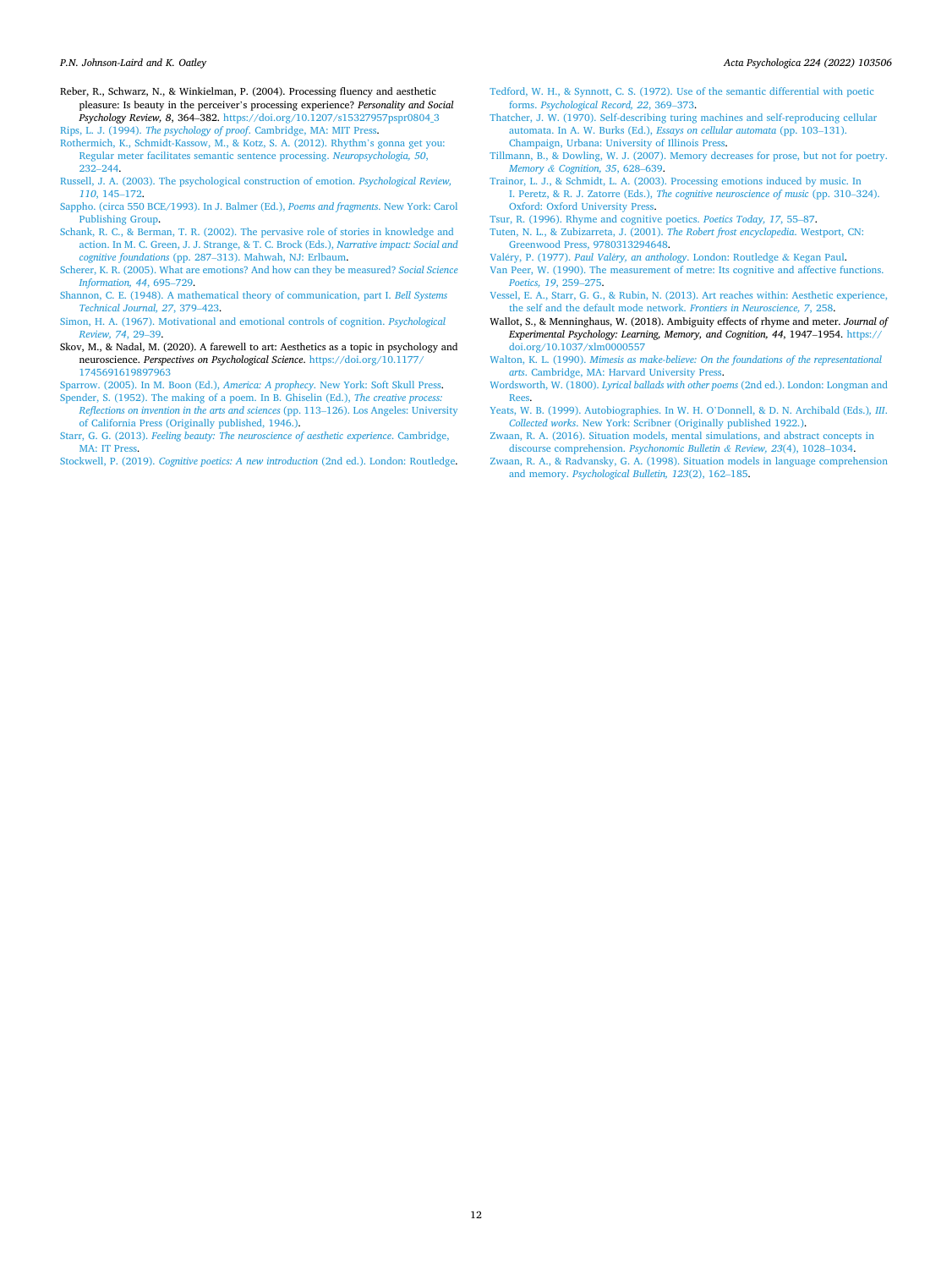Reber, R., Schwarz, N., & Winkielman, P. (2004). Processing fluency and aesthetic pleasure: Is beauty in the perceiver's processing experience? *Personality and Social Psychology Review, 8*, 364–382. https://doi.org/10.1207/s15327957pspr0804_3

Rips, L. J. (1994). *The psychology of proof*. Cambridge, MA: MIT Press.

Rothermich, K., Schmidt-Kassow, M., & Kotz, S. A. (2012). Rhythm's gonna get you: Regular meter facilitates semantic sentence processing. *Neuropsychologia, 50*, 232–244.

Russell, J. A. (2003). The psychological construction of emotion. *Psychological Review, 110*, 145–172.

Sappho. (circa 550 BCE/1993). In J. Balmer (Ed.), *Poems and fragments*. New York: Carol Publishing Group.

Schank, R. C., & Berman, T. R. (2002). The pervasive role of stories in knowledge and action. In M. C. Green, J. J. Strange, & T. C. Brock (Eds.), *Narrative impact: Social and cognitive foundations* (pp. 287–313). Mahwah, NJ: Erlbaum.

Scherer, K. R. (2005). What are emotions? And how can they be measured? *Social Science Information, 44*, 695–729.

Shannon, C. E. (1948). A mathematical theory of communication, part I. *Bell Systems Technical Journal, 27*, 379–423.

Simon, H. A. (1967). Motivational and emotional controls of cognition. *Psychological Review, 74*, 29–39.

Skov, M., & Nadal, M. (2020). A farewell to art: Aesthetics as a topic in psychology and neuroscience. *Perspectives on Psychological Science*. https://doi.org/10.1177/1745691619897963

Sparrow. (2005). In M. Boon (Ed.), *America: A prophecy*. New York: Soft Skull Press.

Spender, S. (1952). The making of a poem. In B. Ghiselin (Ed.), *The creative process: Reflections on invention in the arts and sciences* (pp. 113–126). Los Angeles: University of California Press (Originally published, 1946.).

Starr, G. G. (2013). *Feeling beauty: The neuroscience of aesthetic experience*. Cambridge, MA: IT Press.

Stockwell, P. (2019). *Cognitive poetics: A new introduction* (2nd ed.). London: Routledge.

Tedford, W. H., & Synnott, C. S. (1972). Use of the semantic differential with poetic forms. *Psychological Record, 22*, 369–373.

Thatcher, J. W. (1970). Self-describing turing machines and self-reproducing cellular automata. In A. W. Burks (Ed.), *Essays on cellular automata* (pp. 103–131). Champaign, Urbana: University of Illinois Press.

Tillmann, B., & Dowling, W. J. (2007). Memory decreases for prose, but not for poetry. *Memory & Cognition, 35*, 628–639.

Trainor, L. J., & Schmidt, L. A. (2003). Processing emotions induced by music. In I. Peretz, & R. J. Zatorre (Eds.), *The cognitive neuroscience of music* (pp. 310–324). Oxford: Oxford University Press.

Tsur, R. (1996). Rhyme and cognitive poetics. *Poetics Today, 17*, 55–87.

Tuten, N. L., & Zubizarreta, J. (2001). *The Robert frost encyclopedia*. Westport, CN: Greenwood Press, 9780313294648.

Valéry, P. (1977). *Paul Valéry, an anthology*. London: Routledge & Kegan Paul.

Van Peer, W. (1990). The measurement of metre: Its cognitive and affective functions. *Poetics, 19*, 259–275.

Vessel, E. A., Starr, G. G., & Rubin, N. (2013). Art reaches within: Aesthetic experience, the self and the default mode network. *Frontiers in Neuroscience, 7*, 258.

Wallot, S., & Menninghaus, W. (2018). Ambiguity effects of rhyme and meter. *Journal of Experimental Psychology: Learning, Memory, and Cognition, 44*, 1947–1954. https://doi.org/10.1037/xlm0000557

Walton, K. L. (1990). *Mimesis as make-believe: On the foundations of the representational arts*. Cambridge, MA: Harvard University Press.

Wordsworth, W. (1800). *Lyrical ballads with other poems* (2nd ed.). London: Longman and Rees.

Yeats, W. B. (1999). Autobiographies. In W. H. O`Donnell, & D. N. Archibald (Eds.), *III. Collected works*. New York: Scribner (Originally published 1922.).

Zwaan, R. A. (2016). Situation models, mental simulations, and abstract concepts in discourse comprehension. *Psychonomic Bulletin & Review, 23*(4), 1028–1034.

Zwaan, R. A., & Radvansky, G. A. (1998). Situation models in language comprehension and memory. *Psychological Bulletin, 123*(2), 162–185.